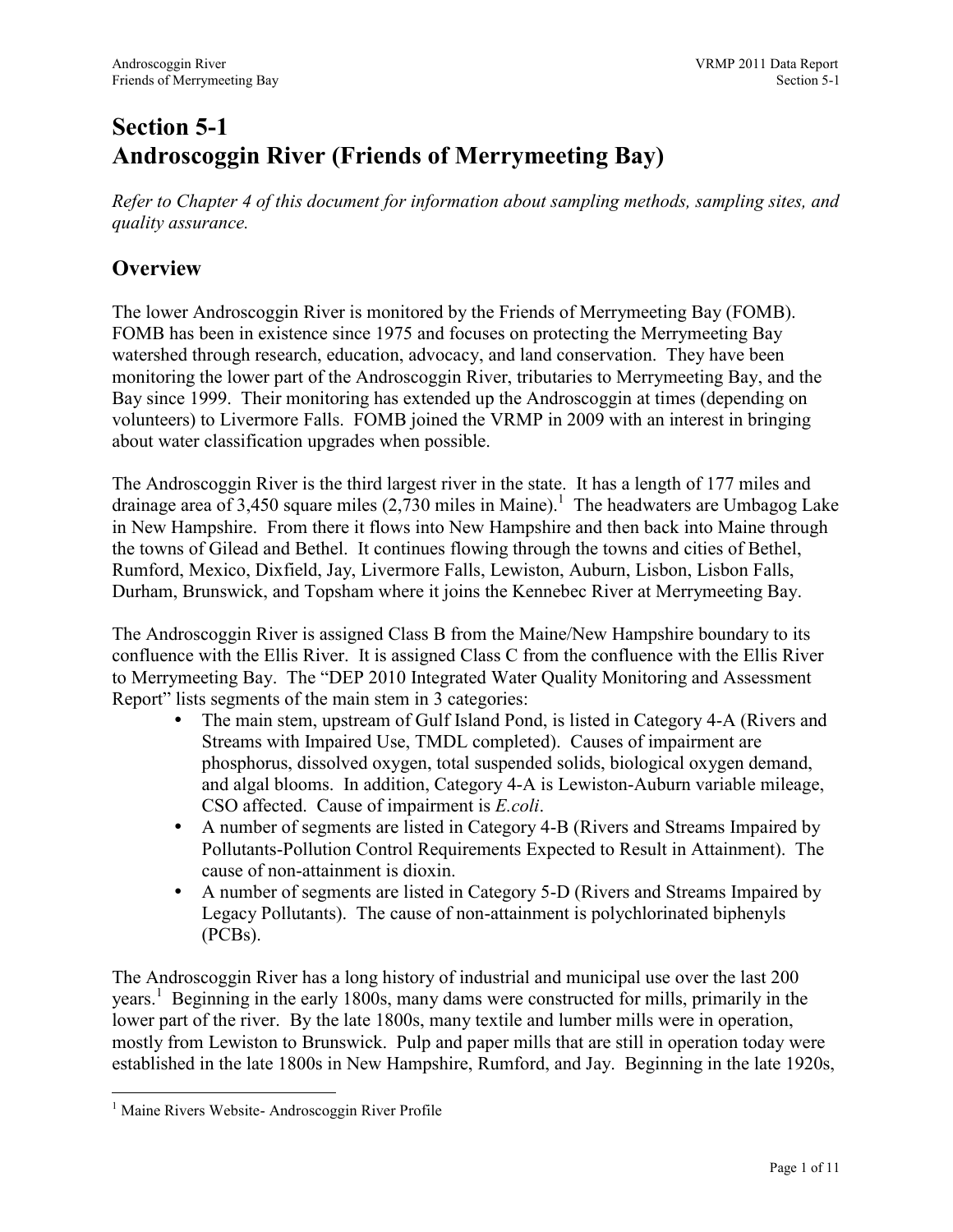# Section 5-1
# Androscoggin River (Friends of Merrymeeting Bay)

*Refer to Chapter 4 of this document for information about sampling methods, sampling sites, and quality assurance.*

## Overview

The lower Androscoggin River is monitored by the Friends of Merrymeeting Bay (FOMB). FOMB has been in existence since 1975 and focuses on protecting the Merrymeeting Bay watershed through research, education, advocacy, and land conservation. They have been monitoring the lower part of the Androscoggin River, tributaries to Merrymeeting Bay, and the Bay since 1999. Their monitoring has extended up the Androscoggin at times (depending on volunteers) to Livermore Falls. FOMB joined the VRMP in 2009 with an interest in bringing about water classification upgrades when possible.

The Androscoggin River is the third largest river in the state. It has a length of 177 miles and drainage area of 3,450 square miles (2,730 miles in Maine).[1] The headwaters are Umbagog Lake in New Hampshire. From there it flows into New Hampshire and then back into Maine through the towns of Gilead and Bethel. It continues flowing through the towns and cities of Bethel, Rumford, Mexico, Dixfield, Jay, Livermore Falls, Lewiston, Auburn, Lisbon, Lisbon Falls, Durham, Brunswick, and Topsham where it joins the Kennebec River at Merrymeeting Bay.

The Androscoggin River is assigned Class B from the Maine/New Hampshire boundary to its confluence with the Ellis River. It is assigned Class C from the confluence with the Ellis River to Merrymeeting Bay. The "DEP 2010 Integrated Water Quality Monitoring and Assessment Report" lists segments of the main stem in 3 categories:

- The main stem, upstream of Gulf Island Pond, is listed in Category 4-A (Rivers and Streams with Impaired Use, TMDL completed). Causes of impairment are phosphorus, dissolved oxygen, total suspended solids, biological oxygen demand, and algal blooms. In addition, Category 4-A is Lewiston-Auburn variable mileage, CSO affected. Cause of impairment is *E.coli*.
- A number of segments are listed in Category 4-B (Rivers and Streams Impaired by Pollutants-Pollution Control Requirements Expected to Result in Attainment). The cause of non-attainment is dioxin.
- A number of segments are listed in Category 5-D (Rivers and Streams Impaired by Legacy Pollutants). The cause of non-attainment is polychlorinated biphenyls (PCBs).

The Androscoggin River has a long history of industrial and municipal use over the last 200 years.[1] Beginning in the early 1800s, many dams were constructed for mills, primarily in the lower part of the river. By the late 1800s, many textile and lumber mills were in operation, mostly from Lewiston to Brunswick. Pulp and paper mills that are still in operation today were established in the late 1800s in New Hampshire, Rumford, and Jay. Beginning in the late 1920s,

---

[1] Maine Rivers Website- Androscoggin River Profile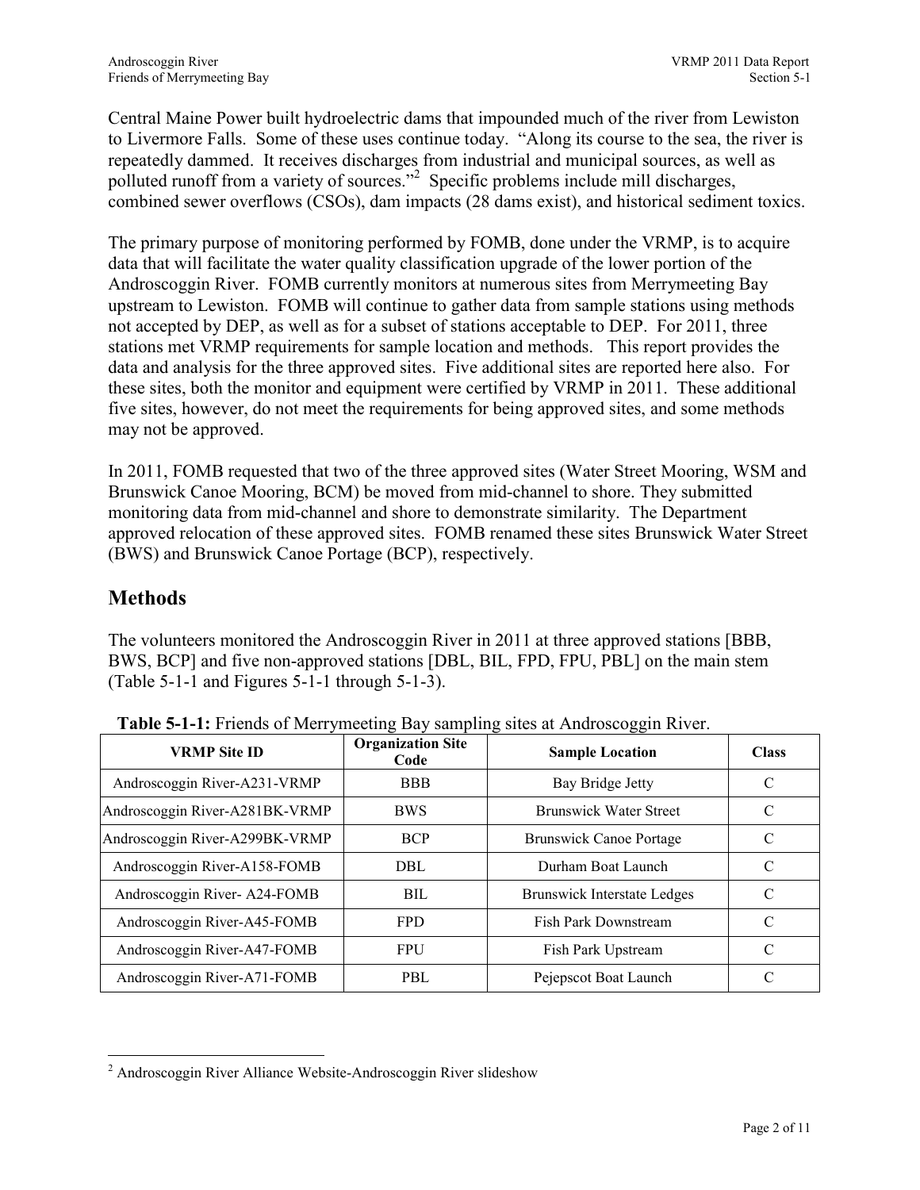Central Maine Power built hydroelectric dams that impounded much of the river from Lewiston to Livermore Falls. Some of these uses continue today. "Along its course to the sea, the river is repeatedly dammed. It receives discharges from industrial and municipal sources, as well as polluted runoff from a variety of sources."[2] Specific problems include mill discharges, combined sewer overflows (CSOs), dam impacts (28 dams exist), and historical sediment toxics.

The primary purpose of monitoring performed by FOMB, done under the VRMP, is to acquire data that will facilitate the water quality classification upgrade of the lower portion of the Androscoggin River. FOMB currently monitors at numerous sites from Merrymeeting Bay upstream to Lewiston. FOMB will continue to gather data from sample stations using methods not accepted by DEP, as well as for a subset of stations acceptable to DEP. For 2011, three stations met VRMP requirements for sample location and methods. This report provides the data and analysis for the three approved sites. Five additional sites are reported here also. For these sites, both the monitor and equipment were certified by VRMP in 2011. These additional five sites, however, do not meet the requirements for being approved sites, and some methods may not be approved.

In 2011, FOMB requested that two of the three approved sites (Water Street Mooring, WSM and Brunswick Canoe Mooring, BCM) be moved from mid-channel to shore. They submitted monitoring data from mid-channel and shore to demonstrate similarity. The Department approved relocation of these approved sites. FOMB renamed these sites Brunswick Water Street (BWS) and Brunswick Canoe Portage (BCP), respectively.

## Methods

The volunteers monitored the Androscoggin River in 2011 at three approved stations [BBB, BWS, BCP] and five non-approved stations [DBL, BIL, FPD, FPU, PBL] on the main stem (Table 5-1-1 and Figures 5-1-1 through 5-1-3).

**Table 5-1-1:** Friends of Merrymeeting Bay sampling sites at Androscoggin River.

| VRMP Site ID | Organization Site Code | Sample Location | Class |
|---|---|---|---|
| Androscoggin River-A231-VRMP | BBB | Bay Bridge Jetty | C |
| Androscoggin River-A281BK-VRMP | BWS | Brunswick Water Street | C |
| Androscoggin River-A299BK-VRMP | BCP | Brunswick Canoe Portage | C |
| Androscoggin River-A158-FOMB | DBL | Durham Boat Launch | C |
| Androscoggin River- A24-FOMB | BIL | Brunswick Interstate Ledges | C |
| Androscoggin River-A45-FOMB | FPD | Fish Park Downstream | C |
| Androscoggin River-A47-FOMB | FPU | Fish Park Upstream | C |
| Androscoggin River-A71-FOMB | PBL | Pejepscot Boat Launch | C |

[2] Androscoggin River Alliance Website-Androscoggin River slideshow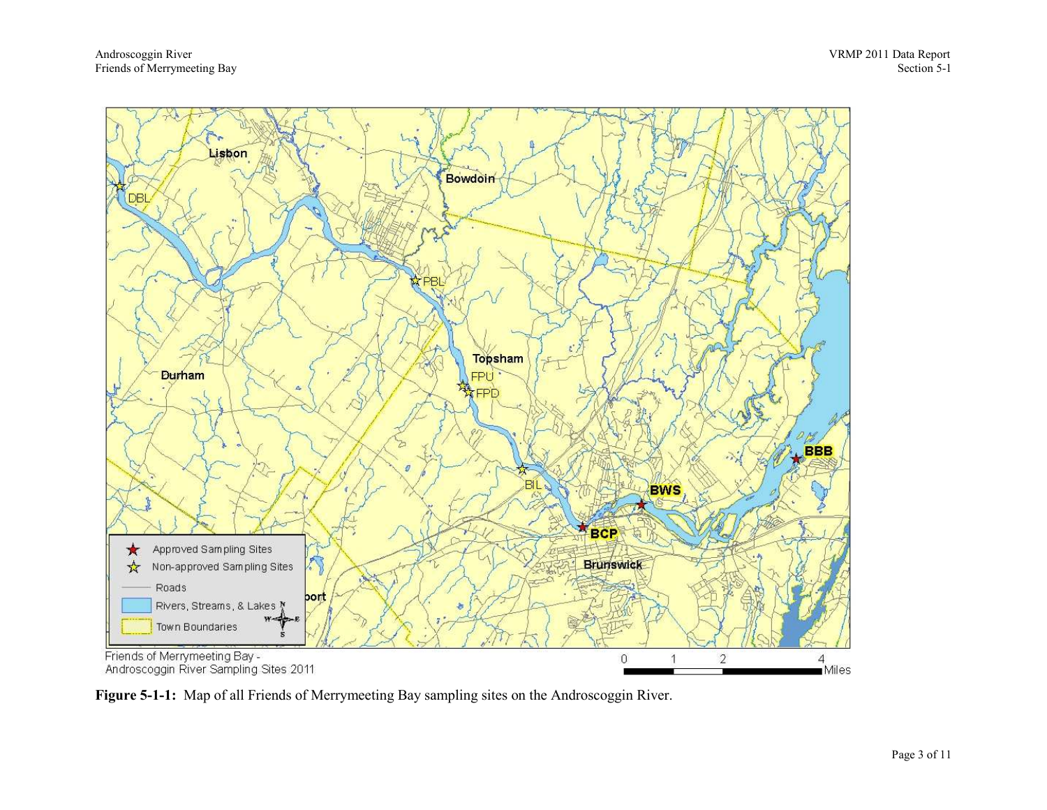Figure 5-1-1: Map of all Friends of Merrymeeting Bay sampling sites on the Androscoggin River.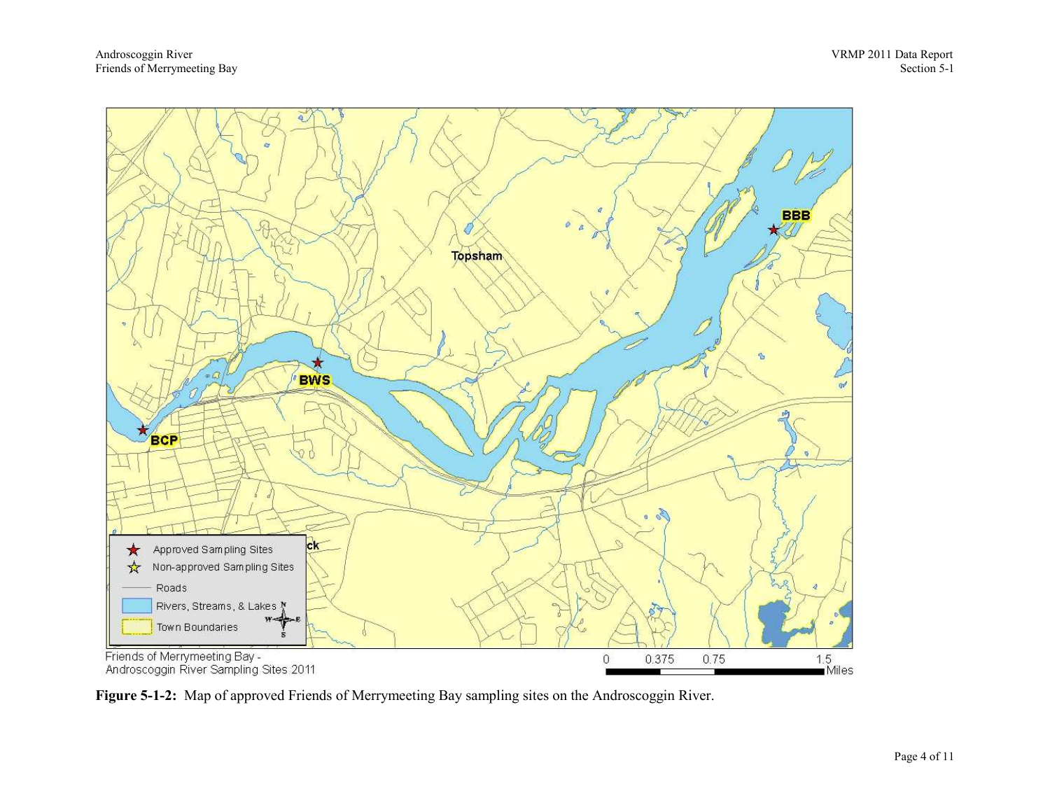**Figure 5-1-2:** Map of approved Friends of Merrymeeting Bay sampling sites on the Androscoggin River.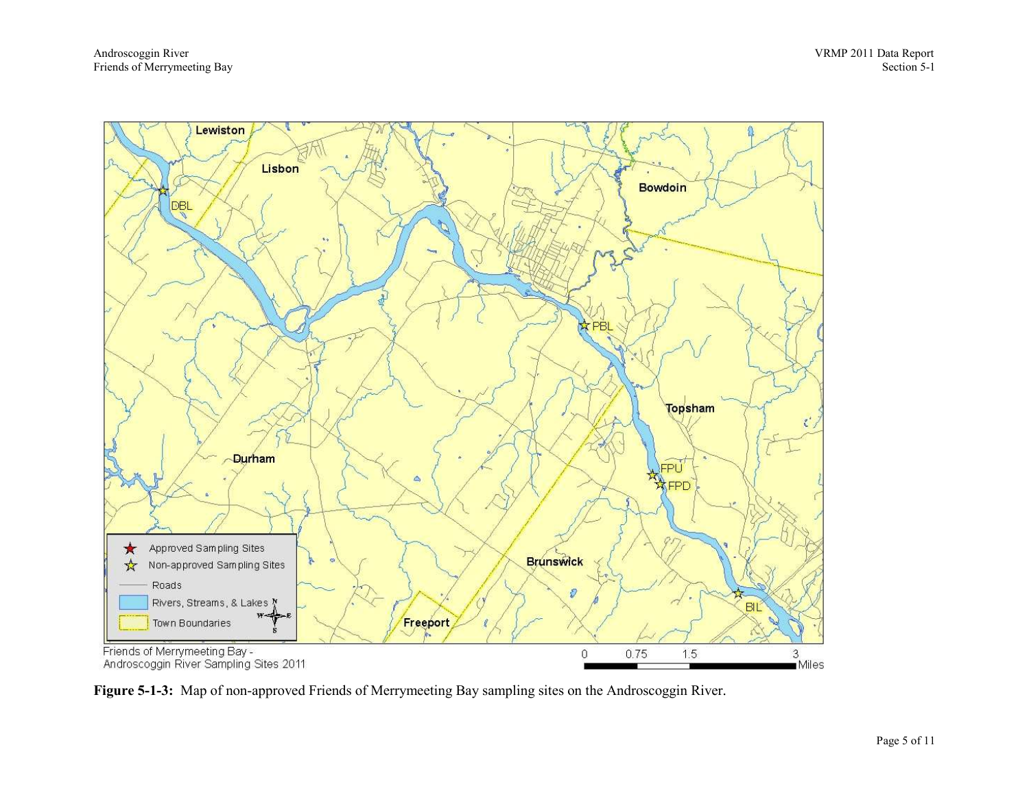**Figure 5-1-3:** Map of non-approved Friends of Merrymeeting Bay sampling sites on the Androscoggin River.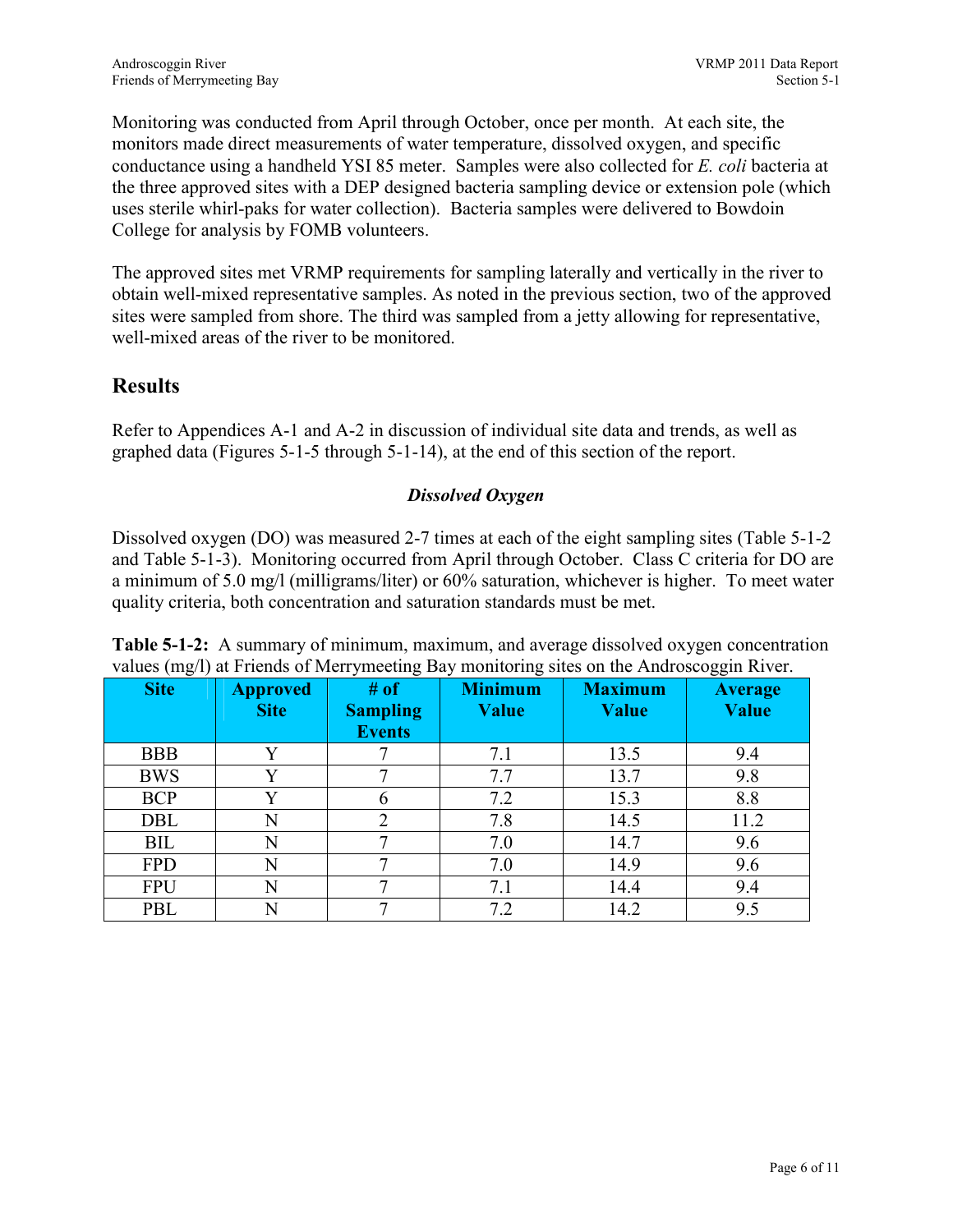Monitoring was conducted from April through October, once per month. At each site, the monitors made direct measurements of water temperature, dissolved oxygen, and specific conductance using a handheld YSI 85 meter. Samples were also collected for *E. coli* bacteria at the three approved sites with a DEP designed bacteria sampling device or extension pole (which uses sterile whirl-paks for water collection). Bacteria samples were delivered to Bowdoin College for analysis by FOMB volunteers.

The approved sites met VRMP requirements for sampling laterally and vertically in the river to obtain well-mixed representative samples. As noted in the previous section, two of the approved sites were sampled from shore. The third was sampled from a jetty allowing for representative, well-mixed areas of the river to be monitored.

## Results

Refer to Appendices A-1 and A-2 in discussion of individual site data and trends, as well as graphed data (Figures 5-1-5 through 5-1-14), at the end of this section of the report.

### *Dissolved Oxygen*

Dissolved oxygen (DO) was measured 2-7 times at each of the eight sampling sites (Table 5-1-2 and Table 5-1-3). Monitoring occurred from April through October. Class C criteria for DO are a minimum of 5.0 mg/l (milligrams/liter) or 60% saturation, whichever is higher. To meet water quality criteria, both concentration and saturation standards must be met.

**Table 5-1-2:** A summary of minimum, maximum, and average dissolved oxygen concentration values (mg/l) at Friends of Merrymeeting Bay monitoring sites on the Androscoggin River.

| Site | Approved Site | # of Sampling Events | Minimum Value | Maximum Value | Average Value |
|---|---|---|---|---|---|
| BBB | Y | 7 | 7.1 | 13.5 | 9.4 |
| BWS | Y | 7 | 7.7 | 13.7 | 9.8 |
| BCP | Y | 6 | 7.2 | 15.3 | 8.8 |
| DBL | N | 2 | 7.8 | 14.5 | 11.2 |
| BIL | N | 7 | 7.0 | 14.7 | 9.6 |
| FPD | N | 7 | 7.0 | 14.9 | 9.6 |
| FPU | N | 7 | 7.1 | 14.4 | 9.4 |
| PBL | N | 7 | 7.2 | 14.2 | 9.5 |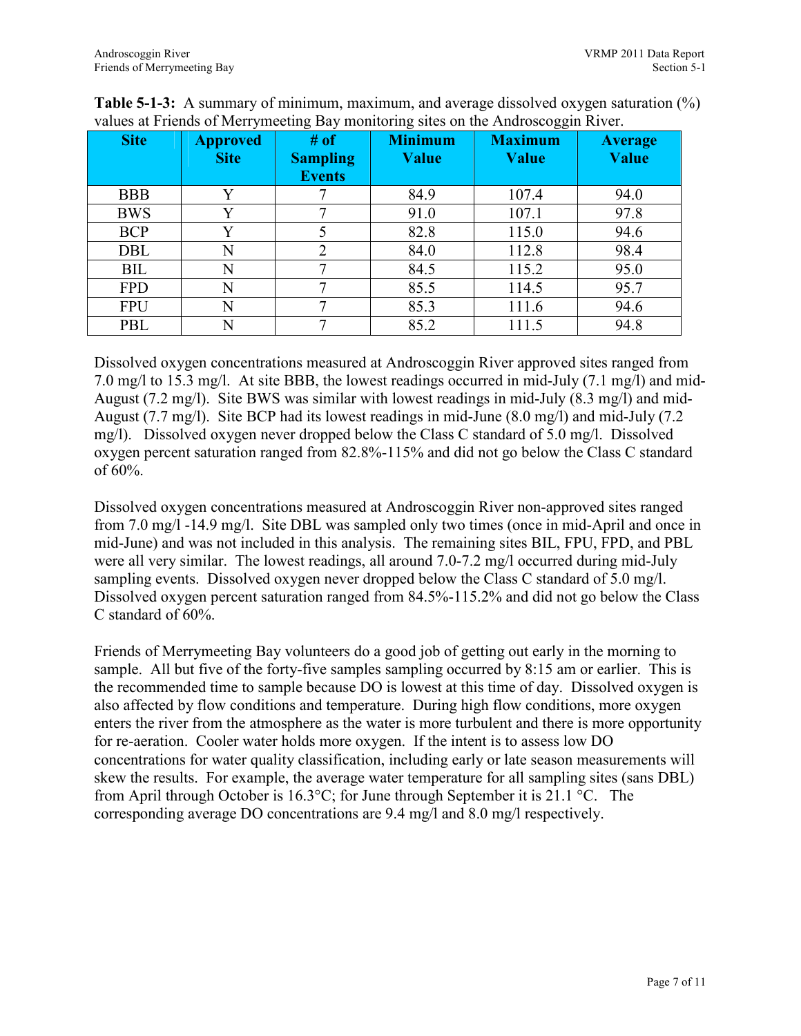**Table 5-1-3:** A summary of minimum, maximum, and average dissolved oxygen saturation (%) values at Friends of Merrymeeting Bay monitoring sites on the Androscoggin River.

| Site | Approved Site | # of Sampling Events | Minimum Value | Maximum Value | Average Value |
|---|---|---|---|---|---|
| BBB | Y | 7 | 84.9 | 107.4 | 94.0 |
| BWS | Y | 7 | 91.0 | 107.1 | 97.8 |
| BCP | Y | 5 | 82.8 | 115.0 | 94.6 |
| DBL | N | 2 | 84.0 | 112.8 | 98.4 |
| BIL | N | 7 | 84.5 | 115.2 | 95.0 |
| FPD | N | 7 | 85.5 | 114.5 | 95.7 |
| FPU | N | 7 | 85.3 | 111.6 | 94.6 |
| PBL | N | 7 | 85.2 | 111.5 | 94.8 |

Dissolved oxygen concentrations measured at Androscoggin River approved sites ranged from 7.0 mg/l to 15.3 mg/l. At site BBB, the lowest readings occurred in mid-July (7.1 mg/l) and mid-August (7.2 mg/l). Site BWS was similar with lowest readings in mid-July (8.3 mg/l) and mid-August (7.7 mg/l). Site BCP had its lowest readings in mid-June (8.0 mg/l) and mid-July (7.2 mg/l). Dissolved oxygen never dropped below the Class C standard of 5.0 mg/l. Dissolved oxygen percent saturation ranged from 82.8%-115% and did not go below the Class C standard of 60%.

Dissolved oxygen concentrations measured at Androscoggin River non-approved sites ranged from 7.0 mg/l -14.9 mg/l. Site DBL was sampled only two times (once in mid-April and once in mid-June) and was not included in this analysis. The remaining sites BIL, FPU, FPD, and PBL were all very similar. The lowest readings, all around 7.0-7.2 mg/l occurred during mid-July sampling events. Dissolved oxygen never dropped below the Class C standard of 5.0 mg/l. Dissolved oxygen percent saturation ranged from 84.5%-115.2% and did not go below the Class C standard of 60%.

Friends of Merrymeeting Bay volunteers do a good job of getting out early in the morning to sample. All but five of the forty-five samples sampling occurred by 8:15 am or earlier. This is the recommended time to sample because DO is lowest at this time of day. Dissolved oxygen is also affected by flow conditions and temperature. During high flow conditions, more oxygen enters the river from the atmosphere as the water is more turbulent and there is more opportunity for re-aeration. Cooler water holds more oxygen. If the intent is to assess low DO concentrations for water quality classification, including early or late season measurements will skew the results. For example, the average water temperature for all sampling sites (sans DBL) from April through October is 16.3°C; for June through September it is 21.1 °C. The corresponding average DO concentrations are 9.4 mg/l and 8.0 mg/l respectively.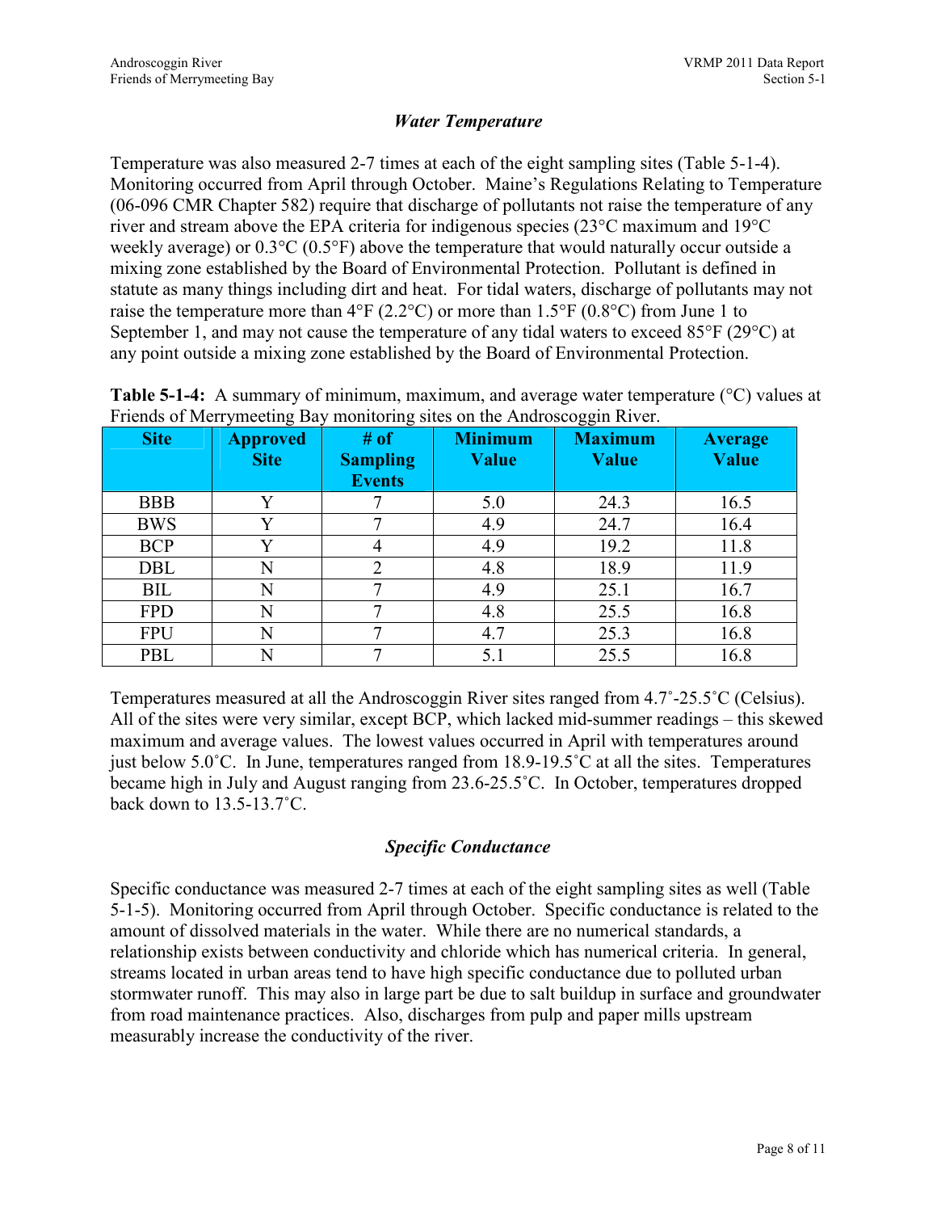### *Water Temperature*

Temperature was also measured 2-7 times at each of the eight sampling sites (Table 5-1-4). Monitoring occurred from April through October. Maine's Regulations Relating to Temperature (06-096 CMR Chapter 582) require that discharge of pollutants not raise the temperature of any river and stream above the EPA criteria for indigenous species (23°C maximum and 19°C weekly average) or 0.3°C (0.5°F) above the temperature that would naturally occur outside a mixing zone established by the Board of Environmental Protection. Pollutant is defined in statute as many things including dirt and heat. For tidal waters, discharge of pollutants may not raise the temperature more than 4°F (2.2°C) or more than 1.5°F (0.8°C) from June 1 to September 1, and may not cause the temperature of any tidal waters to exceed 85°F (29°C) at any point outside a mixing zone established by the Board of Environmental Protection.

**Table 5-1-4:** A summary of minimum, maximum, and average water temperature (°C) values at Friends of Merrymeeting Bay monitoring sites on the Androscoggin River.

| Site | Approved Site | # of Sampling Events | Minimum Value | Maximum Value | Average Value |
|---|---|---|---|---|---|
| BBB | Y | 7 | 5.0 | 24.3 | 16.5 |
| BWS | Y | 7 | 4.9 | 24.7 | 16.4 |
| BCP | Y | 4 | 4.9 | 19.2 | 11.8 |
| DBL | N | 2 | 4.8 | 18.9 | 11.9 |
| BIL | N | 7 | 4.9 | 25.1 | 16.7 |
| FPD | N | 7 | 4.8 | 25.5 | 16.8 |
| FPU | N | 7 | 4.7 | 25.3 | 16.8 |
| PBL | N | 7 | 5.1 | 25.5 | 16.8 |

Temperatures measured at all the Androscoggin River sites ranged from 4.7˚-25.5˚C (Celsius). All of the sites were very similar, except BCP, which lacked mid-summer readings – this skewed maximum and average values. The lowest values occurred in April with temperatures around just below 5.0˚C. In June, temperatures ranged from 18.9-19.5˚C at all the sites. Temperatures became high in July and August ranging from 23.6-25.5˚C. In October, temperatures dropped back down to 13.5-13.7˚C.

### *Specific Conductance*

Specific conductance was measured 2-7 times at each of the eight sampling sites as well (Table 5-1-5). Monitoring occurred from April through October. Specific conductance is related to the amount of dissolved materials in the water. While there are no numerical standards, a relationship exists between conductivity and chloride which has numerical criteria. In general, streams located in urban areas tend to have high specific conductance due to polluted urban stormwater runoff. This may also in large part be due to salt buildup in surface and groundwater from road maintenance practices. Also, discharges from pulp and paper mills upstream measurably increase the conductivity of the river.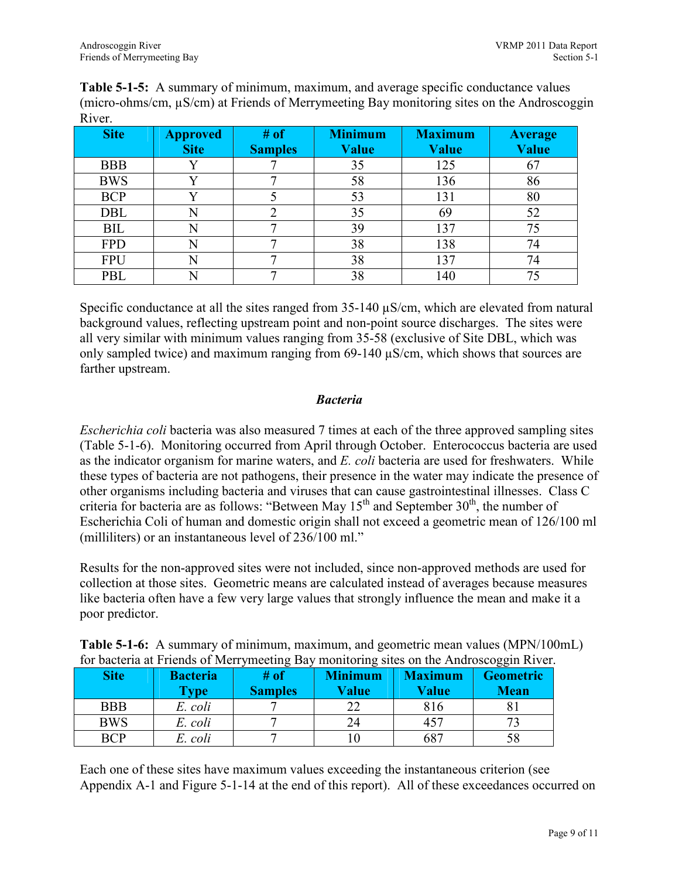**Table 5-1-5:** A summary of minimum, maximum, and average specific conductance values (micro-ohms/cm, µS/cm) at Friends of Merrymeeting Bay monitoring sites on the Androscoggin River.

| Site | Approved Site | # of Samples | Minimum Value | Maximum Value | Average Value |
|---|---|---|---|---|---|
| BBB | Y | 7 | 35 | 125 | 67 |
| BWS | Y | 7 | 58 | 136 | 86 |
| BCP | Y | 5 | 53 | 131 | 80 |
| DBL | N | 2 | 35 | 69 | 52 |
| BIL | N | 7 | 39 | 137 | 75 |
| FPD | N | 7 | 38 | 138 | 74 |
| FPU | N | 7 | 38 | 137 | 74 |
| PBL | N | 7 | 38 | 140 | 75 |

Specific conductance at all the sites ranged from 35-140 µS/cm, which are elevated from natural background values, reflecting upstream point and non-point source discharges. The sites were all very similar with minimum values ranging from 35-58 (exclusive of Site DBL, which was only sampled twice) and maximum ranging from 69-140 µS/cm, which shows that sources are farther upstream.

### *Bacteria*

*Escherichia coli* bacteria was also measured 7 times at each of the three approved sampling sites (Table 5-1-6). Monitoring occurred from April through October. Enterococcus bacteria are used as the indicator organism for marine waters, and *E. coli* bacteria are used for freshwaters. While these types of bacteria are not pathogens, their presence in the water may indicate the presence of other organisms including bacteria and viruses that can cause gastrointestinal illnesses. Class C criteria for bacteria are as follows: "Between May 15th and September 30th, the number of Escherichia Coli of human and domestic origin shall not exceed a geometric mean of 126/100 ml (milliliters) or an instantaneous level of 236/100 ml."

Results for the non-approved sites were not included, since non-approved methods are used for collection at those sites. Geometric means are calculated instead of averages because measures like bacteria often have a few very large values that strongly influence the mean and make it a poor predictor.

**Table 5-1-6:** A summary of minimum, maximum, and geometric mean values (MPN/100mL) for bacteria at Friends of Merrymeeting Bay monitoring sites on the Androscoggin River.

| Site | Bacteria Type | # of Samples | Minimum Value | Maximum Value | Geometric Mean |
|---|---|---|---|---|---|
| BBB | *E. coli* | 7 | 22 | 816 | 81 |
| BWS | *E. coli* | 7 | 24 | 457 | 73 |
| BCP | *E. coli* | 7 | 10 | 687 | 58 |

Each one of these sites have maximum values exceeding the instantaneous criterion (see Appendix A-1 and Figure 5-1-14 at the end of this report). All of these exceedances occurred on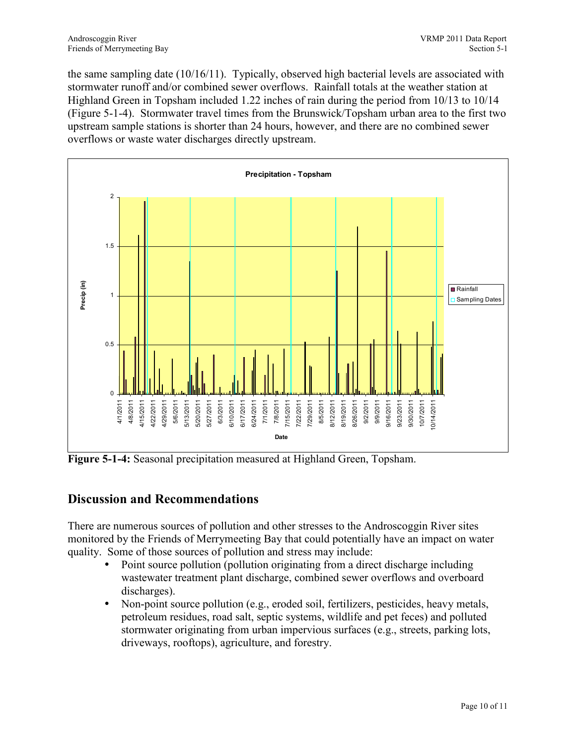the same sampling date (10/16/11). Typically, observed high bacterial levels are associated with stormwater runoff and/or combined sewer overflows. Rainfall totals at the weather station at Highland Green in Topsham included 1.22 inches of rain during the period from 10/13 to 10/14 (Figure 5-1-4). Stormwater travel times from the Brunswick/Topsham urban area to the first two upstream sample stations is shorter than 24 hours, however, and there are no combined sewer overflows or waste water discharges directly upstream.

**Figure 5-1-4:** Seasonal precipitation measured at Highland Green, Topsham.

## Discussion and Recommendations

There are numerous sources of pollution and other stresses to the Androscoggin River sites monitored by the Friends of Merrymeeting Bay that could potentially have an impact on water quality. Some of those sources of pollution and stress may include:

- Point source pollution (pollution originating from a direct discharge including wastewater treatment plant discharge, combined sewer overflows and overboard discharges).
- Non-point source pollution (e.g., eroded soil, fertilizers, pesticides, heavy metals, petroleum residues, road salt, septic systems, wildlife and pet feces) and polluted stormwater originating from urban impervious surfaces (e.g., streets, parking lots, driveways, rooftops), agriculture, and forestry.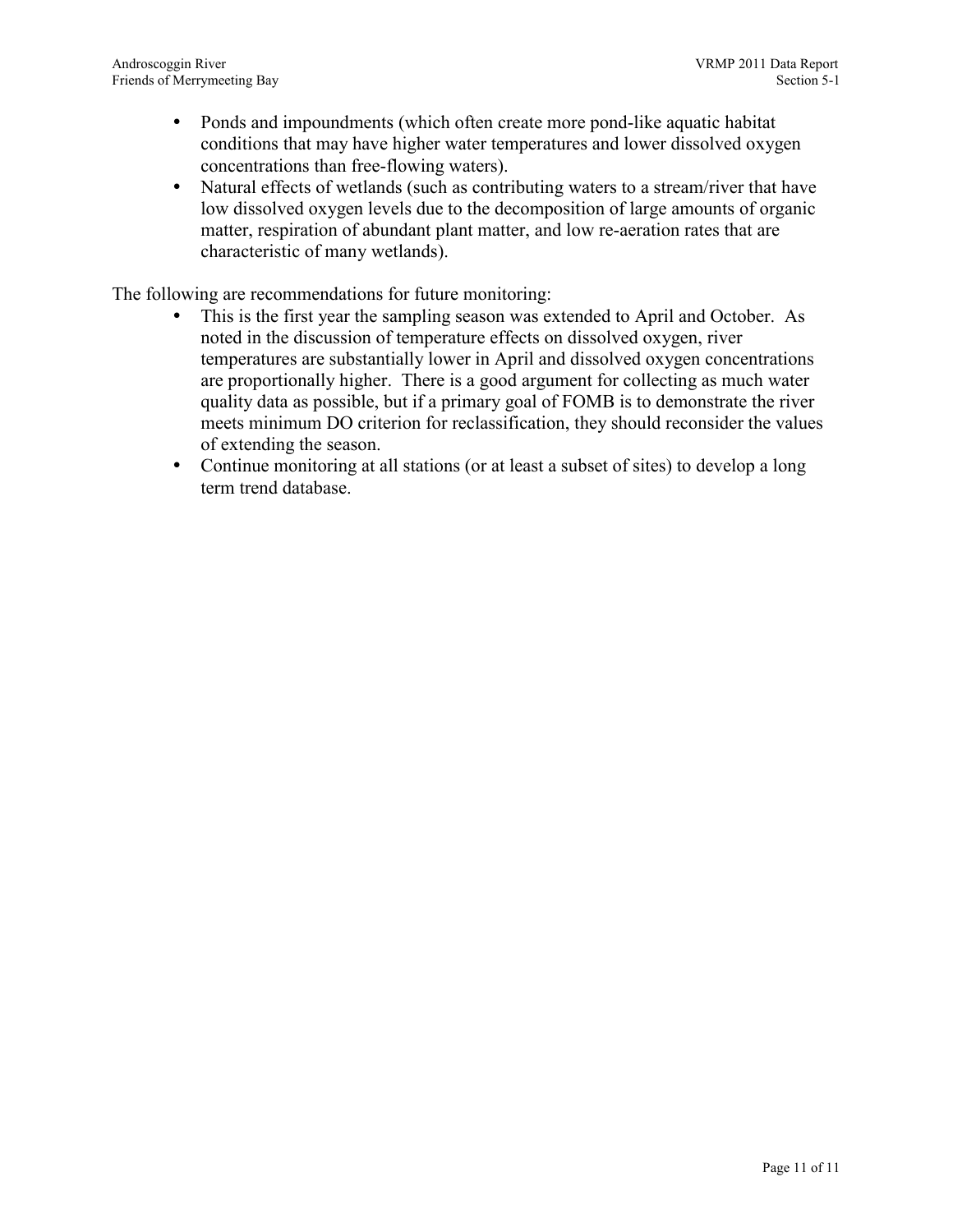- Ponds and impoundments (which often create more pond-like aquatic habitat conditions that may have higher water temperatures and lower dissolved oxygen concentrations than free-flowing waters).
- Natural effects of wetlands (such as contributing waters to a stream/river that have low dissolved oxygen levels due to the decomposition of large amounts of organic matter, respiration of abundant plant matter, and low re-aeration rates that are characteristic of many wetlands).

The following are recommendations for future monitoring:

- This is the first year the sampling season was extended to April and October. As noted in the discussion of temperature effects on dissolved oxygen, river temperatures are substantially lower in April and dissolved oxygen concentrations are proportionally higher. There is a good argument for collecting as much water quality data as possible, but if a primary goal of FOMB is to demonstrate the river meets minimum DO criterion for reclassification, they should reconsider the values of extending the season.
- Continue monitoring at all stations (or at least a subset of sites) to develop a long term trend database.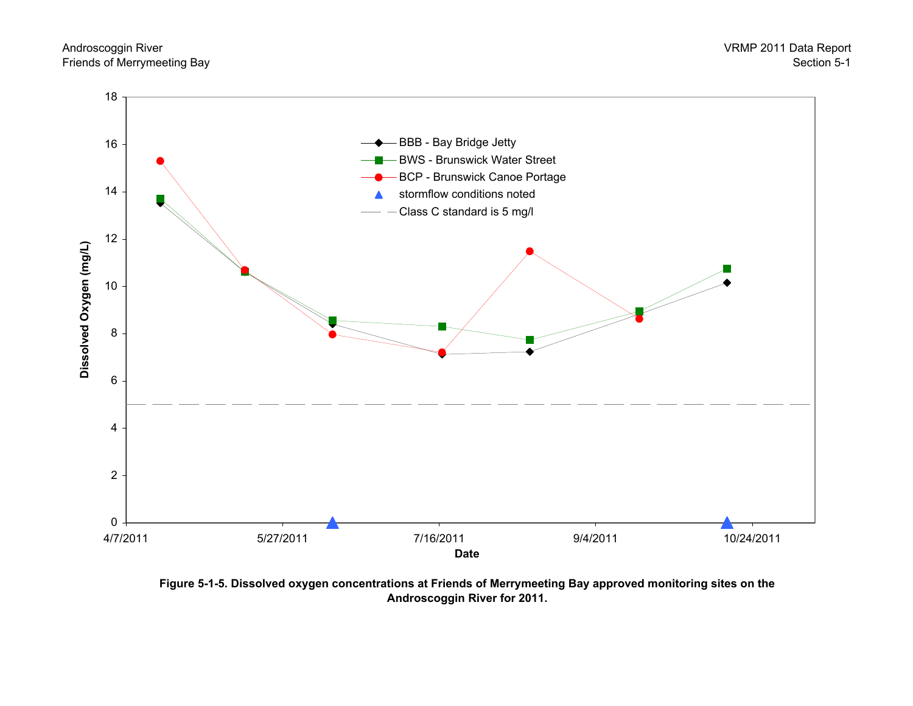**Figure 5-1-5. Dissolved oxygen concentrations at Friends of Merrymeeting Bay approved monitoring sites on the Androscoggin River for 2011.**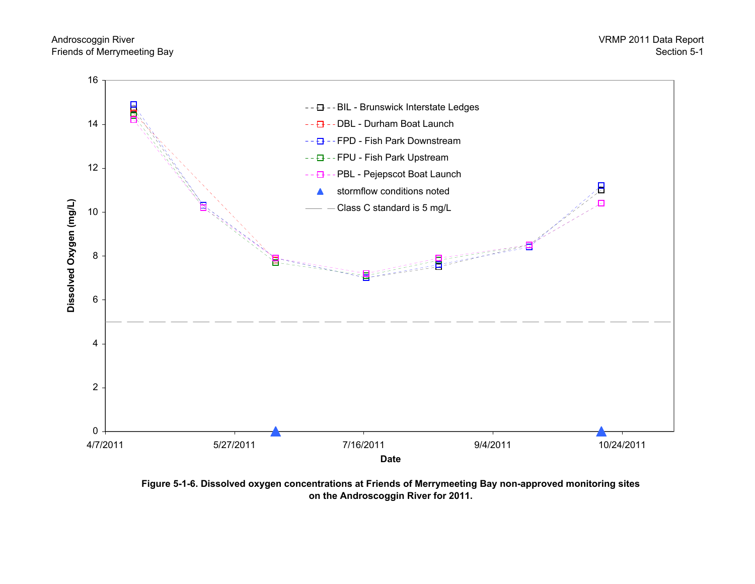**Figure 5-1-6. Dissolved oxygen concentrations at Friends of Merrymeeting Bay non-approved monitoring sites on the Androscoggin River for 2011.**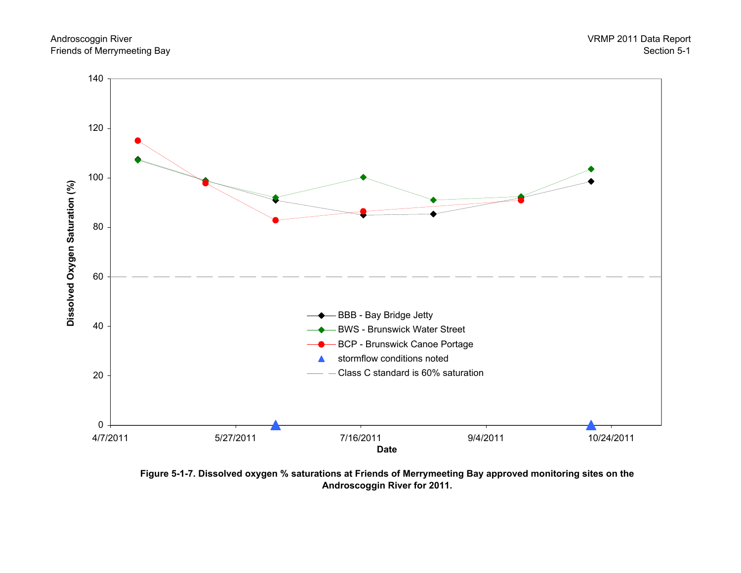**Figure 5-1-7. Dissolved oxygen % saturations at Friends of Merrymeeting Bay approved monitoring sites on the Androscoggin River for 2011.**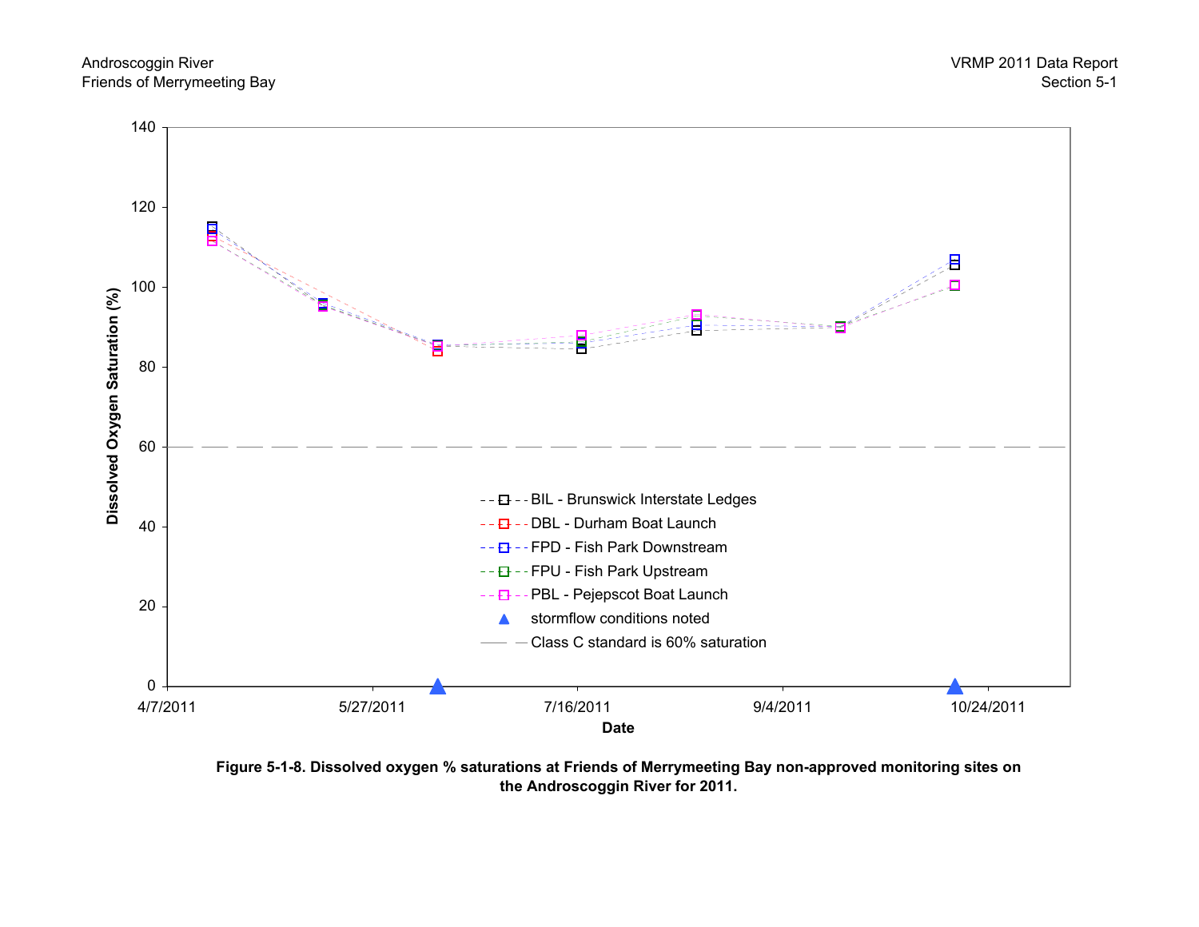Figure 5-1-8. Dissolved oxygen % saturations at Friends of Merrymeeting Bay non-approved monitoring sites on the Androscoggin River for 2011.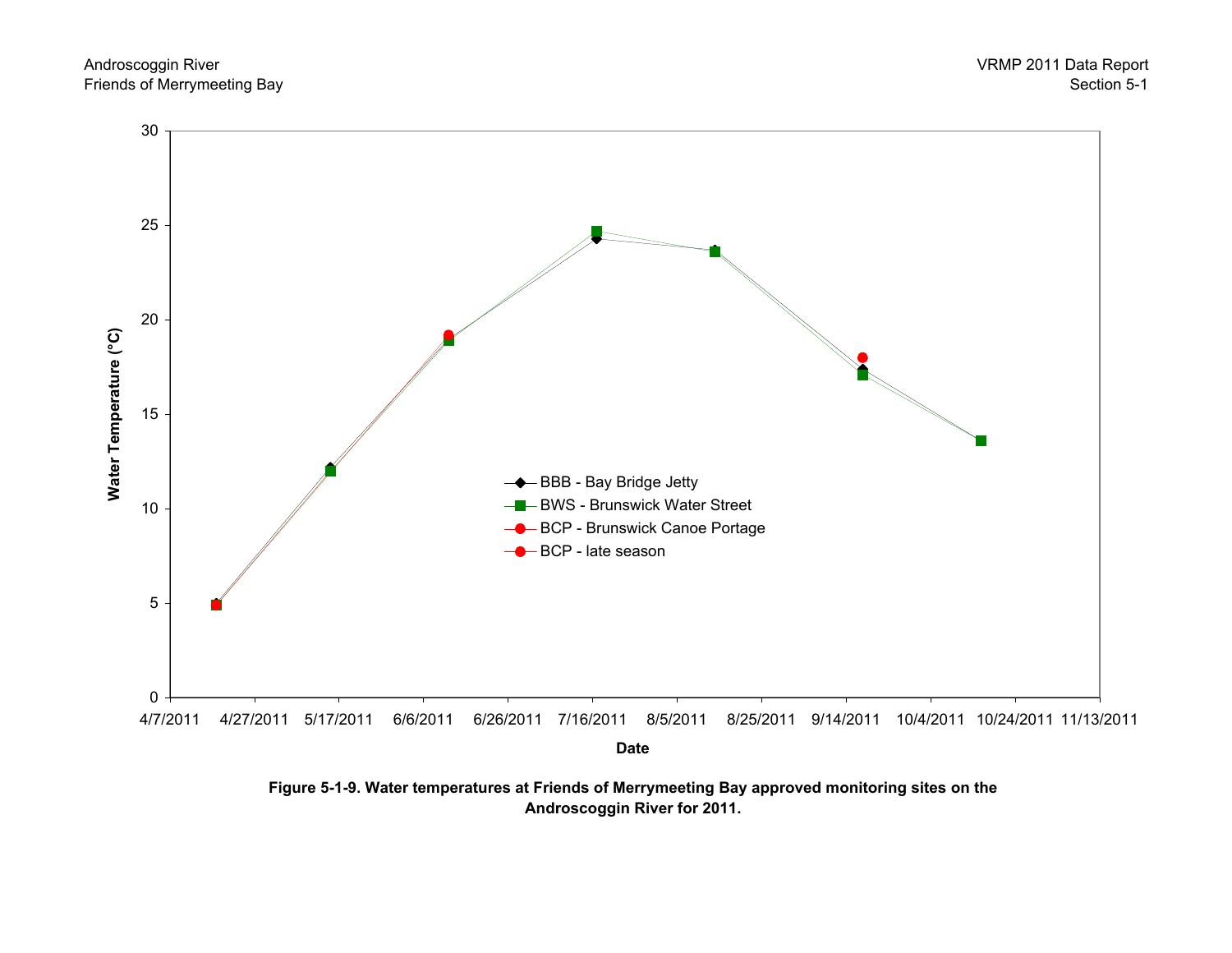**Figure 5-1-9. Water temperatures at Friends of Merrymeeting Bay approved monitoring sites on the Androscoggin River for 2011.**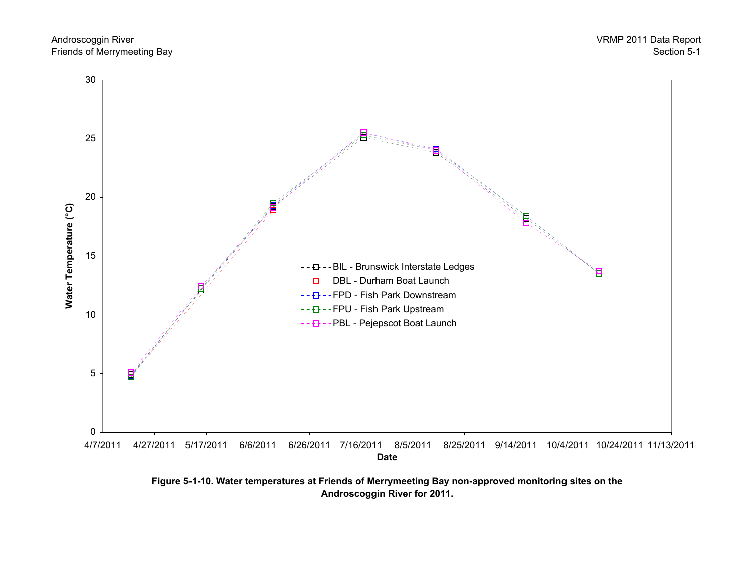Figure 5-1-10. Water temperatures at Friends of Merrymeeting Bay non-approved monitoring sites on the Androscoggin River for 2011.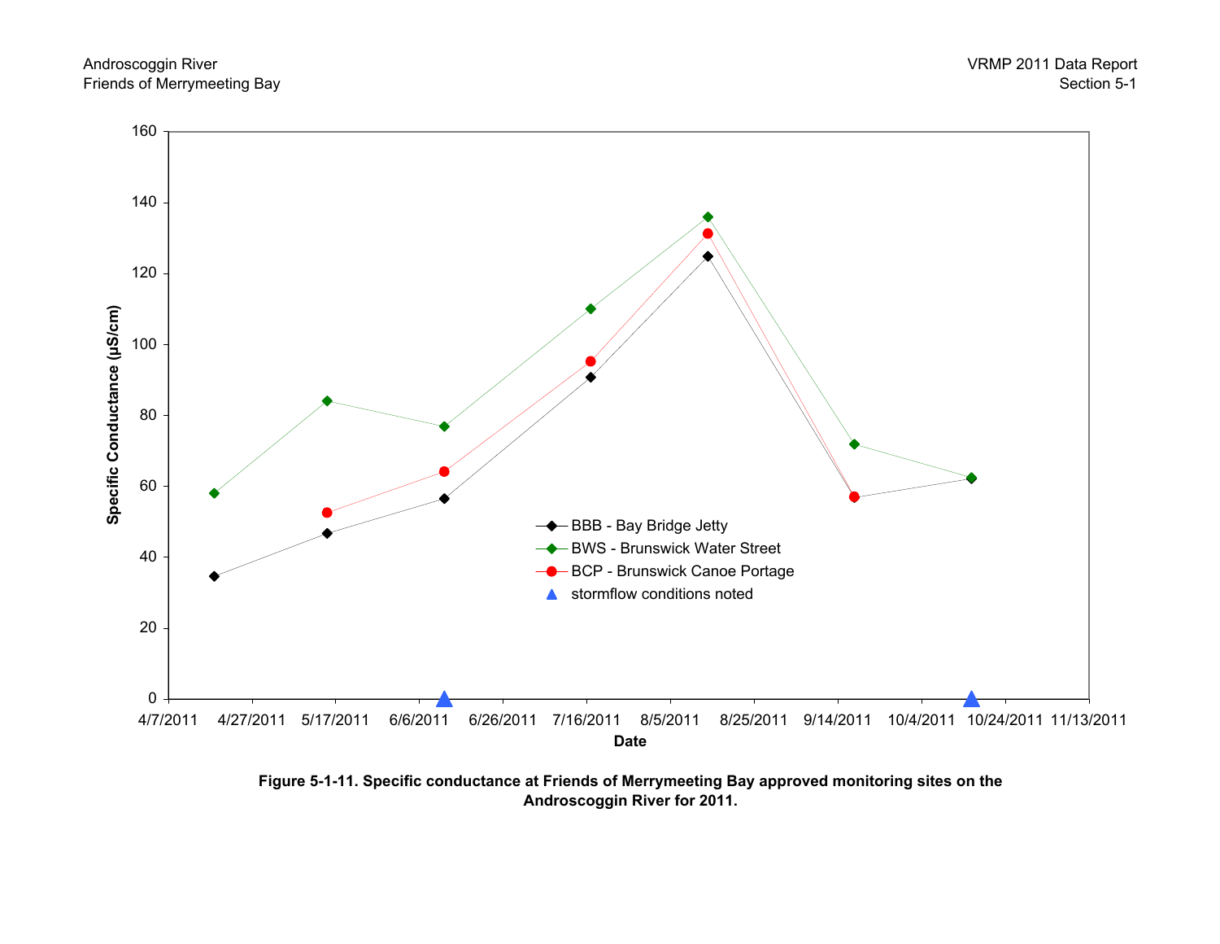Figure 5-1-11. Specific conductance at Friends of Merrymeeting Bay approved monitoring sites on the Androscoggin River for 2011.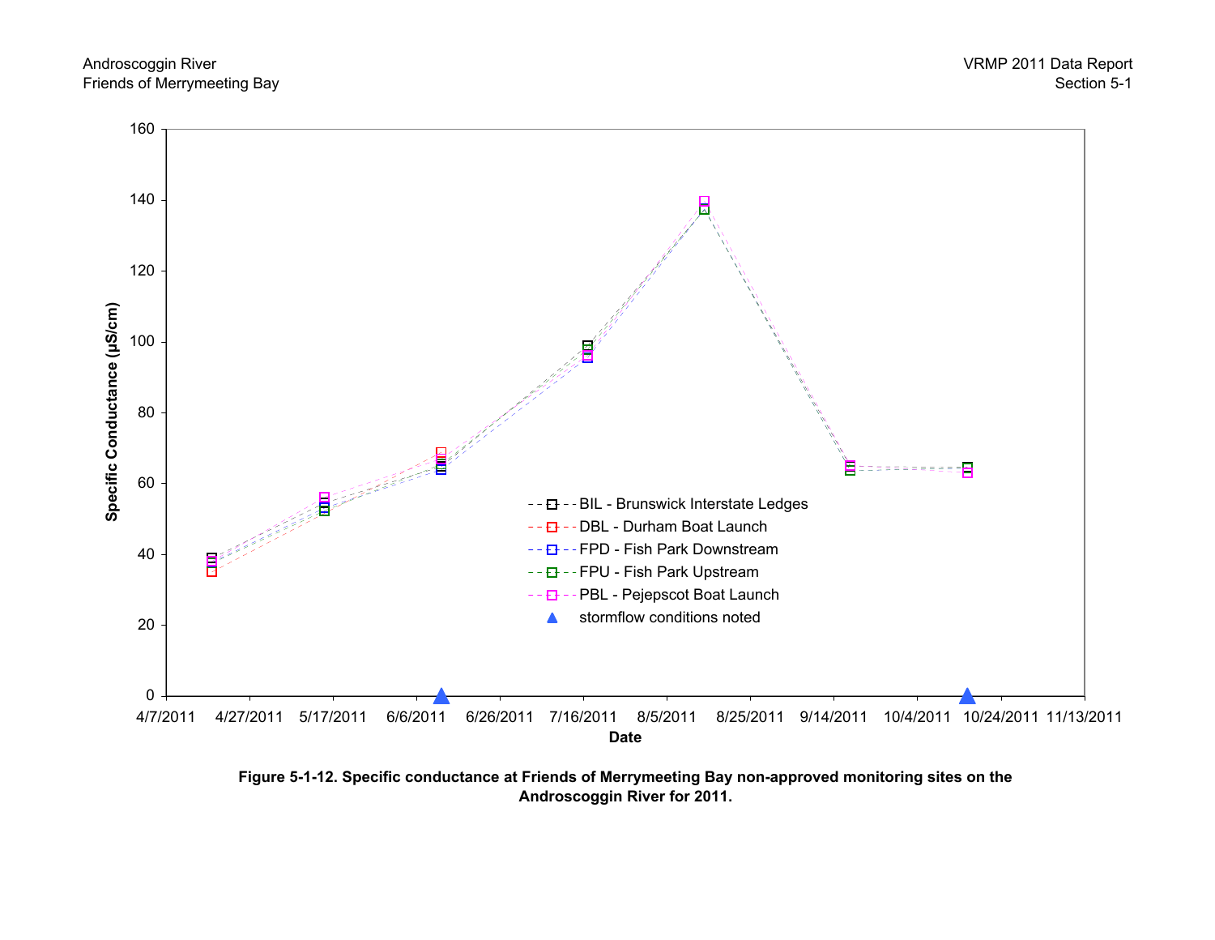**Figure 5-1-12. Specific conductance at Friends of Merrymeeting Bay non-approved monitoring sites on the Androscoggin River for 2011.**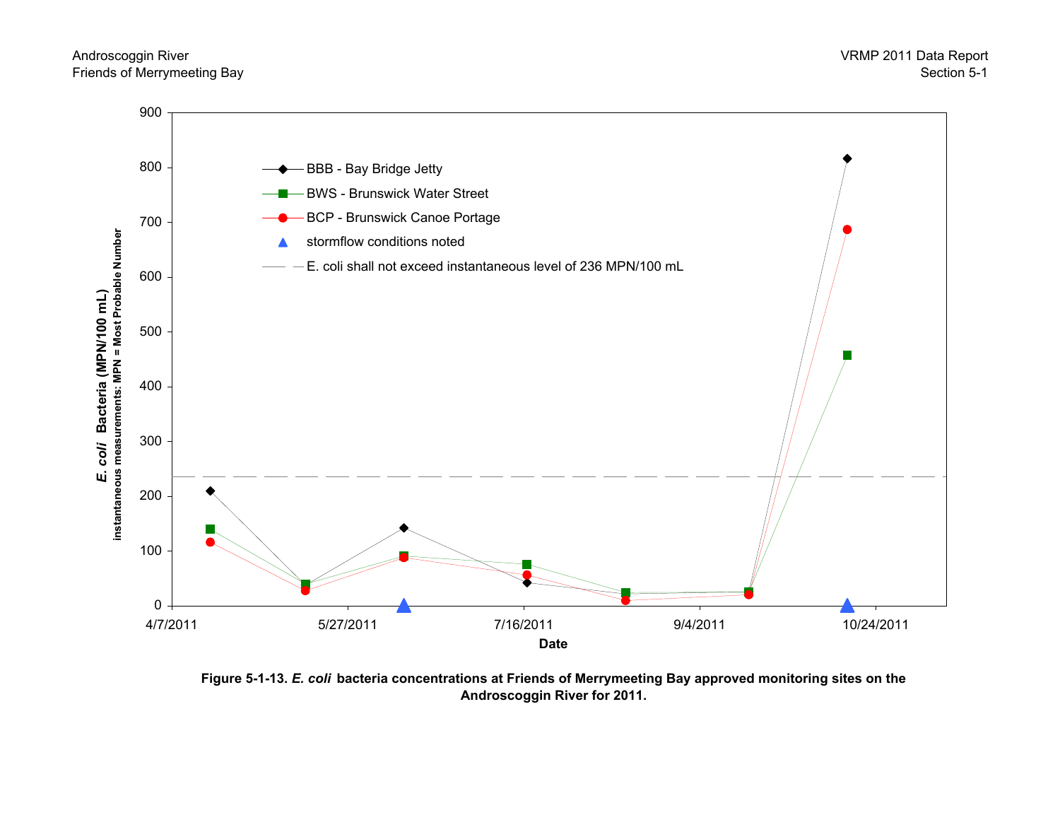**Figure 5-1-13.** ***E. coli*** **bacteria concentrations at Friends of Merrymeeting Bay approved monitoring sites on the Androscoggin River for 2011.**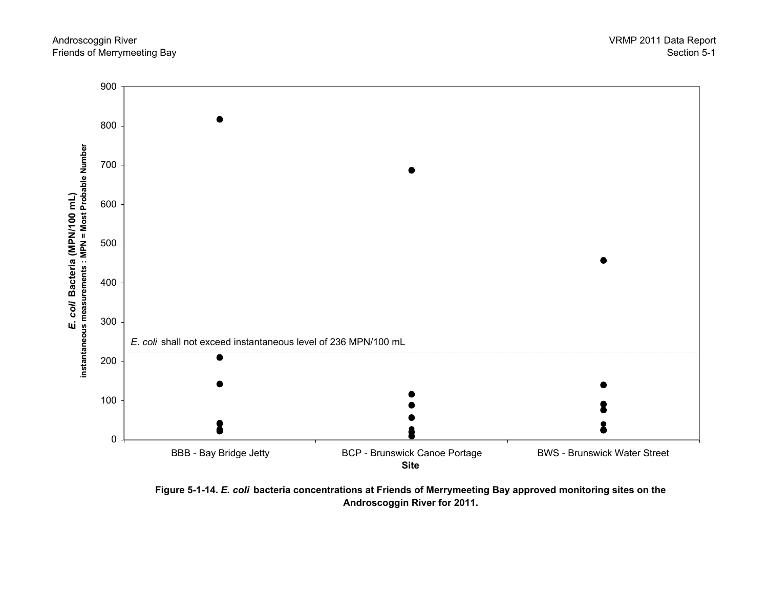**Figure 5-1-14.** ***E. coli*** **bacteria concentrations at Friends of Merrymeeting Bay approved monitoring sites on the Androscoggin River for 2011.**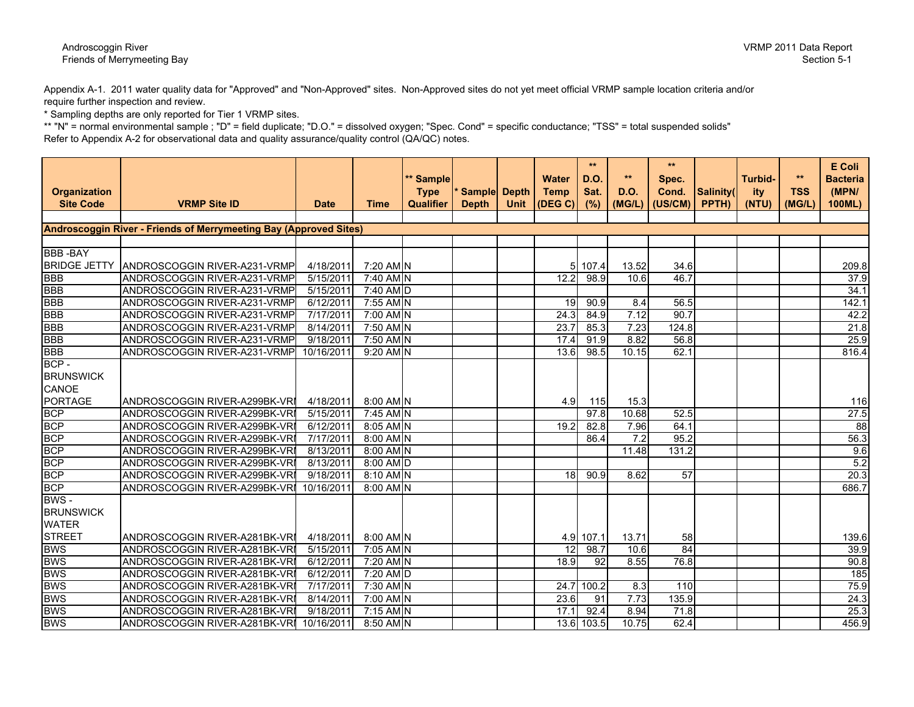Appendix A-1. 2011 water quality data for "Approved" and "Non-Approved" sites. Non-Approved sites do not yet meet official VRMP sample location criteria and/or require further inspection and review.

* Sampling depths are only reported for Tier 1 VRMP sites.

** "N" = normal environmental sample ; "D" = field duplicate; "D.O." = dissolved oxygen; "Spec. Cond" = specific conductance; "TSS" = total suspended solids"

Refer to Appendix A-2 for observational data and quality assurance/quality control (QA/QC) notes.

| Organization Site Code | VRMP Site ID | Date | Time | ** Sample Type Qualifier | * Sample Depth | Depth Unit | Water Temp (DEG C) | ** D.O. Sat. (%) | ** D.O. (MG/L) | ** Spec. Cond. (US/CM) | Salinity( PPTH) | Turbid-ity (NTU) | ** TSS (MG/L) | E Coli Bacteria (MPN/ 100ML) |
|---|---|---|---|---|---|---|---|---|---|---|---|---|---|---|
| **Androscoggin River - Friends of Merrymeeting Bay (Approved Sites)** | | | | | | | | | | | | | | |
| BBB -BAY BRIDGE JETTY | ANDROSCOGGIN RIVER-A231-VRMP | 4/18/2011 | 7:20 AM | N | | | 5 | 107.4 | 13.52 | 34.6 | | | | 209.8 |
| BBB | ANDROSCOGGIN RIVER-A231-VRMP | 5/15/2011 | 7:40 AM | N | | | 12.2 | 98.9 | 10.6 | 46.7 | | | | 37.9 |
| BBB | ANDROSCOGGIN RIVER-A231-VRMP | 5/15/2011 | 7:40 AM | D | | | | | | | | | | 34.1 |
| BBB | ANDROSCOGGIN RIVER-A231-VRMP | 6/12/2011 | 7:55 AM | N | | | 19 | 90.9 | 8.4 | 56.5 | | | | 142.1 |
| BBB | ANDROSCOGGIN RIVER-A231-VRMP | 7/17/2011 | 7:00 AM | N | | | 24.3 | 84.9 | 7.12 | 90.7 | | | | 42.2 |
| BBB | ANDROSCOGGIN RIVER-A231-VRMP | 8/14/2011 | 7:50 AM | N | | | 23.7 | 85.3 | 7.23 | 124.8 | | | | 21.8 |
| BBB | ANDROSCOGGIN RIVER-A231-VRMP | 9/18/2011 | 7:50 AM | N | | | 17.4 | 91.9 | 8.82 | 56.8 | | | | 25.9 |
| BBB | ANDROSCOGGIN RIVER-A231-VRMP | 10/16/2011 | 9:20 AM | N | | | 13.6 | 98.5 | 10.15 | 62.1 | | | | 816.4 |
| BCP - BRUNSWICK CANOE PORTAGE | ANDROSCOGGIN RIVER-A299BK-VRI | 4/18/2011 | 8:00 AM | N | | | 4.9 | 115 | 15.3 | | | | | 116 |
| BCP | ANDROSCOGGIN RIVER-A299BK-VRI | 5/15/2011 | 7:45 AM | N | | | | 97.8 | 10.68 | 52.5 | | | | 27.5 |
| BCP | ANDROSCOGGIN RIVER-A299BK-VRI | 6/12/2011 | 8:05 AM | N | | | 19.2 | 82.8 | 7.96 | 64.1 | | | | 88 |
| BCP | ANDROSCOGGIN RIVER-A299BK-VRI | 7/17/2011 | 8:00 AM | N | | | | 86.4 | 7.2 | 95.2 | | | | 56.3 |
| BCP | ANDROSCOGGIN RIVER-A299BK-VRI | 8/13/2011 | 8:00 AM | N | | | | | 11.48 | 131.2 | | | | 9.6 |
| BCP | ANDROSCOGGIN RIVER-A299BK-VRI | 8/13/2011 | 8:00 AM | D | | | | | | | | | | 5.2 |
| BCP | ANDROSCOGGIN RIVER-A299BK-VRI | 9/18/2011 | 8:10 AM | N | | | 18 | 90.9 | 8.62 | 57 | | | | 20.3 |
| BCP | ANDROSCOGGIN RIVER-A299BK-VRI | 10/16/2011 | 8:00 AM | N | | | | | | | | | | 686.7 |
| BWS - BRUNSWICK WATER STREET | ANDROSCOGGIN RIVER-A281BK-VRI | 4/18/2011 | 8:00 AM | N | | | 4.9 | 107.1 | 13.71 | 58 | | | | 139.6 |
| BWS | ANDROSCOGGIN RIVER-A281BK-VRI | 5/15/2011 | 7:05 AM | N | | | 12 | 98.7 | 10.6 | 84 | | | | 39.9 |
| BWS | ANDROSCOGGIN RIVER-A281BK-VRI | 6/12/2011 | 7:20 AM | N | | | 18.9 | 92 | 8.55 | 76.8 | | | | 90.8 |
| BWS | ANDROSCOGGIN RIVER-A281BK-VRI | 6/12/2011 | 7:20 AM | D | | | | | | | | | | 185 |
| BWS | ANDROSCOGGIN RIVER-A281BK-VRI | 7/17/2011 | 7:30 AM | N | | | 24.7 | 100.2 | 8.3 | 110 | | | | 75.9 |
| BWS | ANDROSCOGGIN RIVER-A281BK-VRI | 8/14/2011 | 7:00 AM | N | | | 23.6 | 91 | 7.73 | 135.9 | | | | 24.3 |
| BWS | ANDROSCOGGIN RIVER-A281BK-VRI | 9/18/2011 | 7:15 AM | N | | | 17.1 | 92.4 | 8.94 | 71.8 | | | | 25.3 |
| BWS | ANDROSCOGGIN RIVER-A281BK-VRI | 10/16/2011 | 8:50 AM | N | | | 13.6 | 103.5 | 10.75 | 62.4 | | | | 456.9 |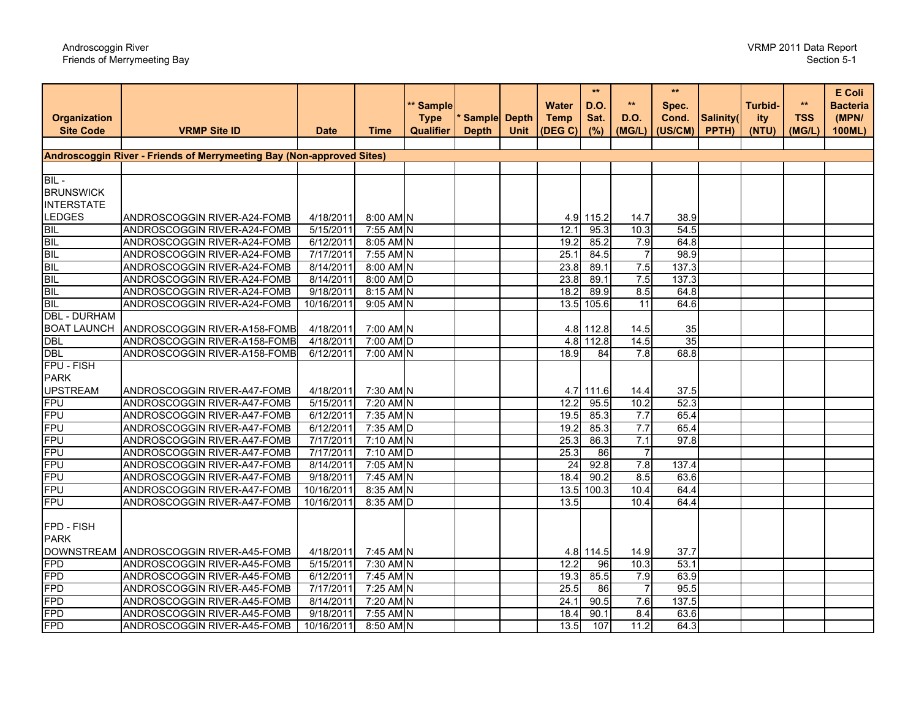| Organization Site Code | VRMP Site ID | Date | Time | ** Sample Type Qualifier | * Sample Depth | Depth Unit | Water Temp (DEG C) | ** D.O. Sat. (%) | ** D.O. (MG/L) | ** Spec. Cond. (US/CM) | Salinity( PPTH) | Turbid-ity (NTU) | ** TSS (MG/L) | E Coli Bacteria (MPN/ 100ML) |
|---|---|---|---|---|---|---|---|---|---|---|---|---|---|---|
| **Androscoggin River - Friends of Merrymeeting Bay (Non-approved Sites)** | | | | | | | | | | | | | | |
| BIL - BRUNSWICK INTERSTATE LEDGES | ANDROSCOGGIN RIVER-A24-FOMB | 4/18/2011 | 8:00 AM | N | | | 4.9 | 115.2 | 14.7 | 38.9 | | | | |
| BIL | ANDROSCOGGIN RIVER-A24-FOMB | 5/15/2011 | 7:55 AM | N | | | 12.1 | 95.3 | 10.3 | 54.5 | | | | |
| BIL | ANDROSCOGGIN RIVER-A24-FOMB | 6/12/2011 | 8:05 AM | N | | | 19.2 | 85.2 | 7.9 | 64.8 | | | | |
| BIL | ANDROSCOGGIN RIVER-A24-FOMB | 7/17/2011 | 7:55 AM | N | | | 25.1 | 84.5 | 7 | 98.9 | | | | |
| BIL | ANDROSCOGGIN RIVER-A24-FOMB | 8/14/2011 | 8:00 AM | N | | | 23.8 | 89.1 | 7.5 | 137.3 | | | | |
| BIL | ANDROSCOGGIN RIVER-A24-FOMB | 8/14/2011 | 8:00 AM | D | | | 23.8 | 89.1 | 7.5 | 137.3 | | | | |
| BIL | ANDROSCOGGIN RIVER-A24-FOMB | 9/18/2011 | 8:15 AM | N | | | 18.2 | 89.9 | 8.5 | 64.8 | | | | |
| BIL | ANDROSCOGGIN RIVER-A24-FOMB | 10/16/2011 | 9:05 AM | N | | | 13.5 | 105.6 | 11 | 64.6 | | | | |
| DBL - DURHAM BOAT LAUNCH | ANDROSCOGGIN RIVER-A158-FOMB | 4/18/2011 | 7:00 AM | N | | | 4.8 | 112.8 | 14.5 | 35 | | | | |
| DBL | ANDROSCOGGIN RIVER-A158-FOMB | 4/18/2011 | 7:00 AM | D | | | 4.8 | 112.8 | 14.5 | 35 | | | | |
| DBL | ANDROSCOGGIN RIVER-A158-FOMB | 6/12/2011 | 7:00 AM | N | | | 18.9 | 84 | 7.8 | 68.8 | | | | |
| FPU - FISH PARK UPSTREAM | ANDROSCOGGIN RIVER-A47-FOMB | 4/18/2011 | 7:30 AM | N | | | 4.7 | 111.6 | 14.4 | 37.5 | | | | |
| FPU | ANDROSCOGGIN RIVER-A47-FOMB | 5/15/2011 | 7:20 AM | N | | | 12.2 | 95.5 | 10.2 | 52.3 | | | | |
| FPU | ANDROSCOGGIN RIVER-A47-FOMB | 6/12/2011 | 7:35 AM | N | | | 19.5 | 85.3 | 7.7 | 65.4 | | | | |
| FPU | ANDROSCOGGIN RIVER-A47-FOMB | 6/12/2011 | 7:35 AM | D | | | 19.2 | 85.3 | 7.7 | 65.4 | | | | |
| FPU | ANDROSCOGGIN RIVER-A47-FOMB | 7/17/2011 | 7:10 AM | N | | | 25.3 | 86.3 | 7.1 | 97.8 | | | | |
| FPU | ANDROSCOGGIN RIVER-A47-FOMB | 7/17/2011 | 7:10 AM | D | | | 25.3 | 86 | 7 | | | | | |
| FPU | ANDROSCOGGIN RIVER-A47-FOMB | 8/14/2011 | 7:05 AM | N | | | 24 | 92.8 | 7.8 | 137.4 | | | | |
| FPU | ANDROSCOGGIN RIVER-A47-FOMB | 9/18/2011 | 7:45 AM | N | | | 18.4 | 90.2 | 8.5 | 63.6 | | | | |
| FPU | ANDROSCOGGIN RIVER-A47-FOMB | 10/16/2011 | 8:35 AM | N | | | 13.5 | 100.3 | 10.4 | 64.4 | | | | |
| FPU | ANDROSCOGGIN RIVER-A47-FOMB | 10/16/2011 | 8:35 AM | D | | | 13.5 | | 10.4 | 64.4 | | | | |
| FPD - FISH PARK DOWNSTREAM | ANDROSCOGGIN RIVER-A45-FOMB | 4/18/2011 | 7:45 AM | N | | | 4.8 | 114.5 | 14.9 | 37.7 | | | | |
| FPD | ANDROSCOGGIN RIVER-A45-FOMB | 5/15/2011 | 7:30 AM | N | | | 12.2 | 96 | 10.3 | 53.1 | | | | |
| FPD | ANDROSCOGGIN RIVER-A45-FOMB | 6/12/2011 | 7:45 AM | N | | | 19.3 | 85.5 | 7.9 | 63.9 | | | | |
| FPD | ANDROSCOGGIN RIVER-A45-FOMB | 7/17/2011 | 7:25 AM | N | | | 25.5 | 86 | 7 | 95.5 | | | | |
| FPD | ANDROSCOGGIN RIVER-A45-FOMB | 8/14/2011 | 7:20 AM | N | | | 24.1 | 90.5 | 7.6 | 137.5 | | | | |
| FPD | ANDROSCOGGIN RIVER-A45-FOMB | 9/18/2011 | 7:55 AM | N | | | 18.4 | 90.1 | 8.4 | 63.6 | | | | |
| FPD | ANDROSCOGGIN RIVER-A45-FOMB | 10/16/2011 | 8:50 AM | N | | | 13.5 | 107 | 11.2 | 64.3 | | | | |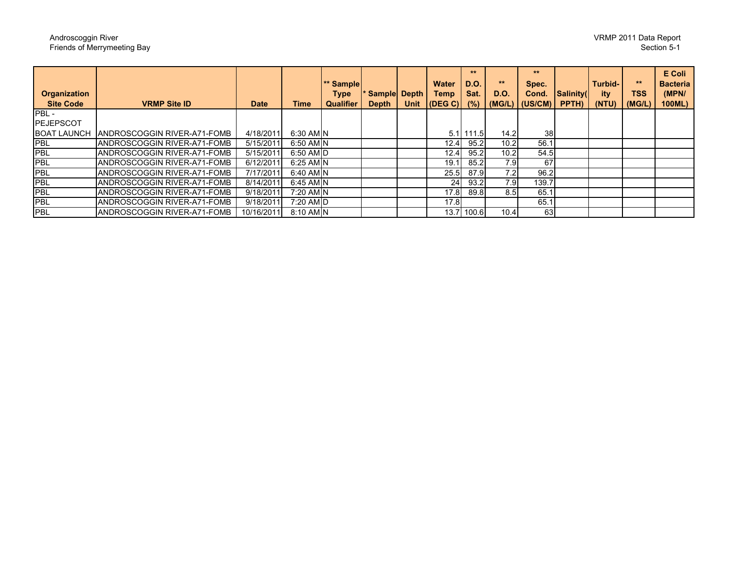| Organization Site Code | VRMP Site ID | Date | Time | ** Sample Type Qualifier | * Sample Depth | Depth Unit | Water Temp (DEG C) | ** D.O. Sat. (%) | ** D.O. (MG/L) | ** Spec. Cond. (US/CM) | Salinity( PPTH) | Turbid-ity (NTU) | ** TSS (MG/L) | E Coli Bacteria (MPN/ 100ML) |
|---|---|---|---|---|---|---|---|---|---|---|---|---|---|---|
| PBL - PEJEPSCOT BOAT LAUNCH | ANDROSCOGGIN RIVER-A71-FOMB | 4/18/2011 | 6:30 AM | N | | | 5.1 | 111.5 | 14.2 | 38 | | | | |
| PBL | ANDROSCOGGIN RIVER-A71-FOMB | 5/15/2011 | 6:50 AM | N | | | 12.4 | 95.2 | 10.2 | 56.1 | | | | |
| PBL | ANDROSCOGGIN RIVER-A71-FOMB | 5/15/2011 | 6:50 AM | D | | | 12.4 | 95.2 | 10.2 | 54.5 | | | | |
| PBL | ANDROSCOGGIN RIVER-A71-FOMB | 6/12/2011 | 6:25 AM | N | | | 19.1 | 85.2 | 7.9 | 67 | | | | |
| PBL | ANDROSCOGGIN RIVER-A71-FOMB | 7/17/2011 | 6:40 AM | N | | | 25.5 | 87.9 | 7.2 | 96.2 | | | | |
| PBL | ANDROSCOGGIN RIVER-A71-FOMB | 8/14/2011 | 6:45 AM | N | | | 24 | 93.2 | 7.9 | 139.7 | | | | |
| PBL | ANDROSCOGGIN RIVER-A71-FOMB | 9/18/2011 | 7:20 AM | N | | | 17.8 | 89.8 | 8.5 | 65.1 | | | | |
| PBL | ANDROSCOGGIN RIVER-A71-FOMB | 9/18/2011 | 7:20 AM | D | | | 17.8 | | | 65.1 | | | | |
| PBL | ANDROSCOGGIN RIVER-A71-FOMB | 10/16/2011 | 8:10 AM | N | | | 13.7 | 100.6 | 10.4 | 63 | | | | |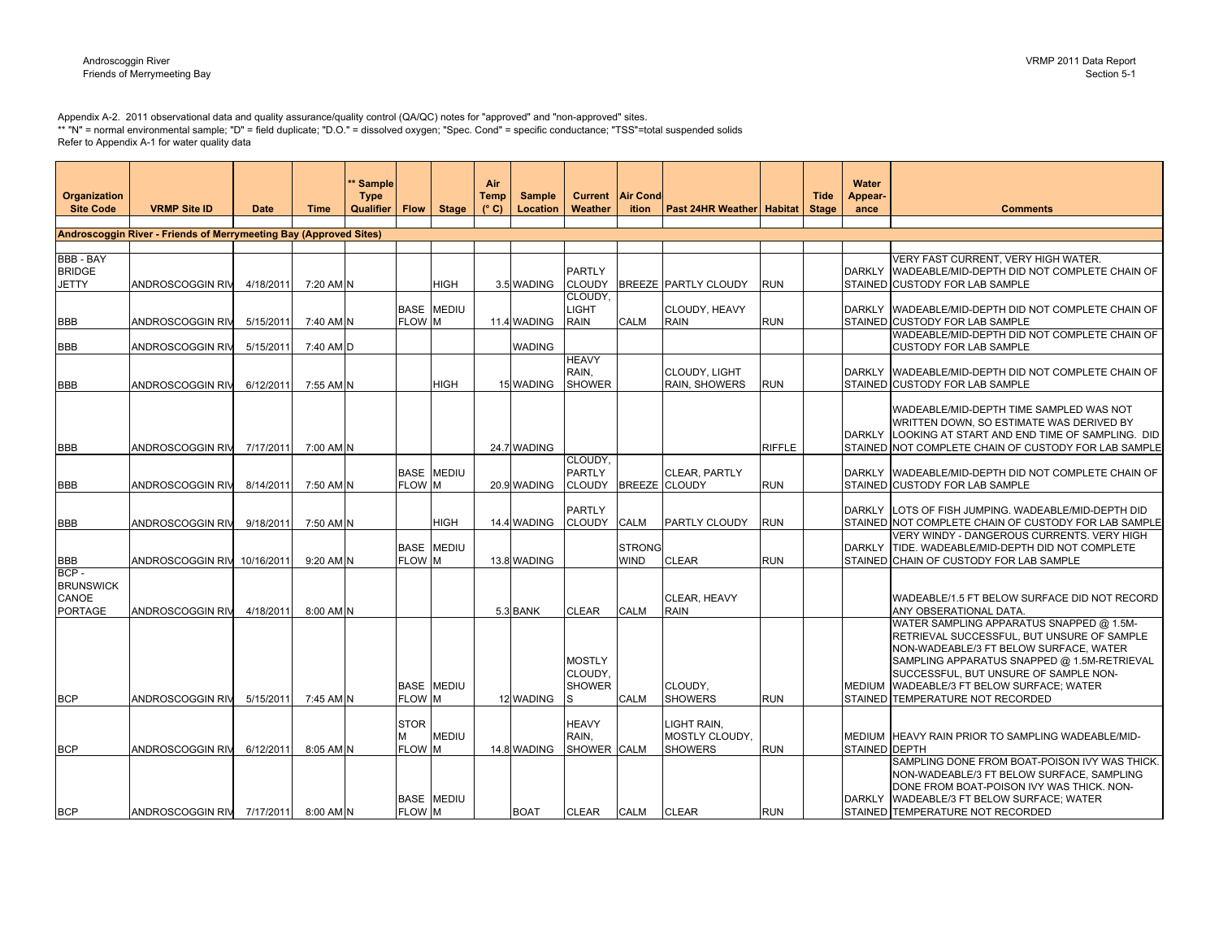Appendix A-2. 2011 observational data and quality assurance/quality control (QA/QC) notes for "approved" and "non-approved" sites.
** "N" = normal environmental sample; "D" = field duplicate; "D.O." = dissolved oxygen; "Spec. Cond" = specific conductance; "TSS"=total suspended solids
Refer to Appendix A-1 for water quality data

| Organization Site Code | VRMP Site ID | Date | Time | ** Sample Type Qualifier | Flow | Stage | Air Temp (° C) | Sample Location | Current Weather | Air Condition | Past 24HR Weather | Habitat | Tide Stage | Water Appearance | Comments |
|---|---|---|---|---|---|---|---|---|---|---|---|---|---|---|---|
| **Androscoggin River - Friends of Merrymeeting Bay (Approved Sites)** | | | | | | | | | | | | | | | |
| BBB - BAY BRIDGE JETTY | ANDROSCOGGIN RIV | 4/18/2011 | 7:20 AM | N | | HIGH | 3.5 | WADING | PARTLY CLOUDY | BREEZE | PARTLY CLOUDY | RUN | | DARKLY STAINED | VERY FAST CURRENT, VERY HIGH WATER. WADEABLE/MID-DEPTH DID NOT COMPLETE CHAIN OF CUSTODY FOR LAB SAMPLE |
| BBB | ANDROSCOGGIN RIV | 5/15/2011 | 7:40 AM | N | BASE FLOW | MEDIUM | 11.4 | WADING | CLOUDY, LIGHT RAIN | CALM | CLOUDY, HEAVY RAIN | RUN | | DARKLY STAINED | WADEABLE/MID-DEPTH DID NOT COMPLETE CHAIN OF CUSTODY FOR LAB SAMPLE |
| BBB | ANDROSCOGGIN RIV | 5/15/2011 | 7:40 AM | D | | | | WADING | | | | | | | WADEABLE/MID-DEPTH DID NOT COMPLETE CHAIN OF CUSTODY FOR LAB SAMPLE |
| BBB | ANDROSCOGGIN RIV | 6/12/2011 | 7:55 AM | N | | HIGH | 15 | WADING | HEAVY RAIN, SHOWER | | CLOUDY, LIGHT RAIN, SHOWERS | RUN | | DARKLY STAINED | WADEABLE/MID-DEPTH DID NOT COMPLETE CHAIN OF CUSTODY FOR LAB SAMPLE |
| BBB | ANDROSCOGGIN RIV | 7/17/2011 | 7:00 AM | N | | | 24.7 | WADING | | | | RIFFLE | | DARKLY STAINED | WADEABLE/MID-DEPTH TIME SAMPLED WAS NOT WRITTEN DOWN, SO ESTIMATE WAS DERIVED BY LOOKING AT START AND END TIME OF SAMPLING. DID NOT COMPLETE CHAIN OF CUSTODY FOR LAB SAMPLE |
| BBB | ANDROSCOGGIN RIV | 8/14/2011 | 7:50 AM | N | BASE FLOW | MEDIUM | 20.9 | WADING | CLOUDY, PARTLY CLOUDY | BREEZE | CLEAR, PARTLY CLOUDY | RUN | | DARKLY STAINED | WADEABLE/MID-DEPTH DID NOT COMPLETE CHAIN OF CUSTODY FOR LAB SAMPLE |
| BBB | ANDROSCOGGIN RIV | 9/18/2011 | 7:50 AM | N | | HIGH | 14.4 | WADING | PARTLY CLOUDY | CALM | PARTLY CLOUDY | RUN | | DARKLY STAINED | LOTS OF FISH JUMPING. WADEABLE/MID-DEPTH DID NOT COMPLETE CHAIN OF CUSTODY FOR LAB SAMPLE |
| BBB | ANDROSCOGGIN RIV | 10/16/2011 | 9:20 AM | N | BASE FLOW | MEDIUM | 13.8 | WADING | | STRONG WIND | CLEAR | RUN | | DARKLY STAINED | VERY WINDY - DANGEROUS CURRENTS. VERY HIGH TIDE. WADEABLE/MID-DEPTH DID NOT COMPLETE CHAIN OF CUSTODY FOR LAB SAMPLE |
| BCP - BRUNSWICK CANOE PORTAGE | ANDROSCOGGIN RIV | 4/18/2011 | 8:00 AM | N | | | 5.3 | BANK | CLEAR | CALM | CLEAR, HEAVY RAIN | | | | WADEABLE/1.5 FT BELOW SURFACE DID NOT RECORD ANY OBSERATIONAL DATA. |
| BCP | ANDROSCOGGIN RIV | 5/15/2011 | 7:45 AM | N | BASE FLOW | MEDIUM | 12 | WADING | MOSTLY CLOUDY, SHOWERS | CALM | CLOUDY, SHOWERS | RUN | | MEDIUM STAINED | WATER SAMPLING APPARATUS SNAPPED @ 1.5M-RETRIEVAL SUCCESSFUL, BUT UNSURE OF SAMPLE NON-WADEABLE/3 FT BELOW SURFACE, WATER SAMPLING APPARATUS SNAPPED @ 1.5M-RETRIEVAL SUCCESSFUL, BUT UNSURE OF SAMPLE NON-WADEABLE/3 FT BELOW SURFACE; WATER TEMPERATURE NOT RECORDED |
| BCP | ANDROSCOGGIN RIV | 6/12/2011 | 8:05 AM | N | STORM FLOW | MEDIUM | 14.8 | WADING | HEAVY RAIN, SHOWER | CALM | LIGHT RAIN, MOSTLY CLOUDY, SHOWERS | RUN | | MEDIUM STAINED | HEAVY RAIN PRIOR TO SAMPLING WADEABLE/MID-DEPTH |
| BCP | ANDROSCOGGIN RIV | 7/17/2011 | 8:00 AM | N | BASE FLOW | MEDIUM | | BOAT | CLEAR | CALM | CLEAR | RUN | | DARKLY STAINED | SAMPLING DONE FROM BOAT-POISON IVY WAS THICK. NON-WADEABLE/3 FT BELOW SURFACE, SAMPLING DONE FROM BOAT-POISON IVY WAS THICK. NON-WADEABLE/3 FT BELOW SURFACE; WATER TEMPERATURE NOT RECORDED |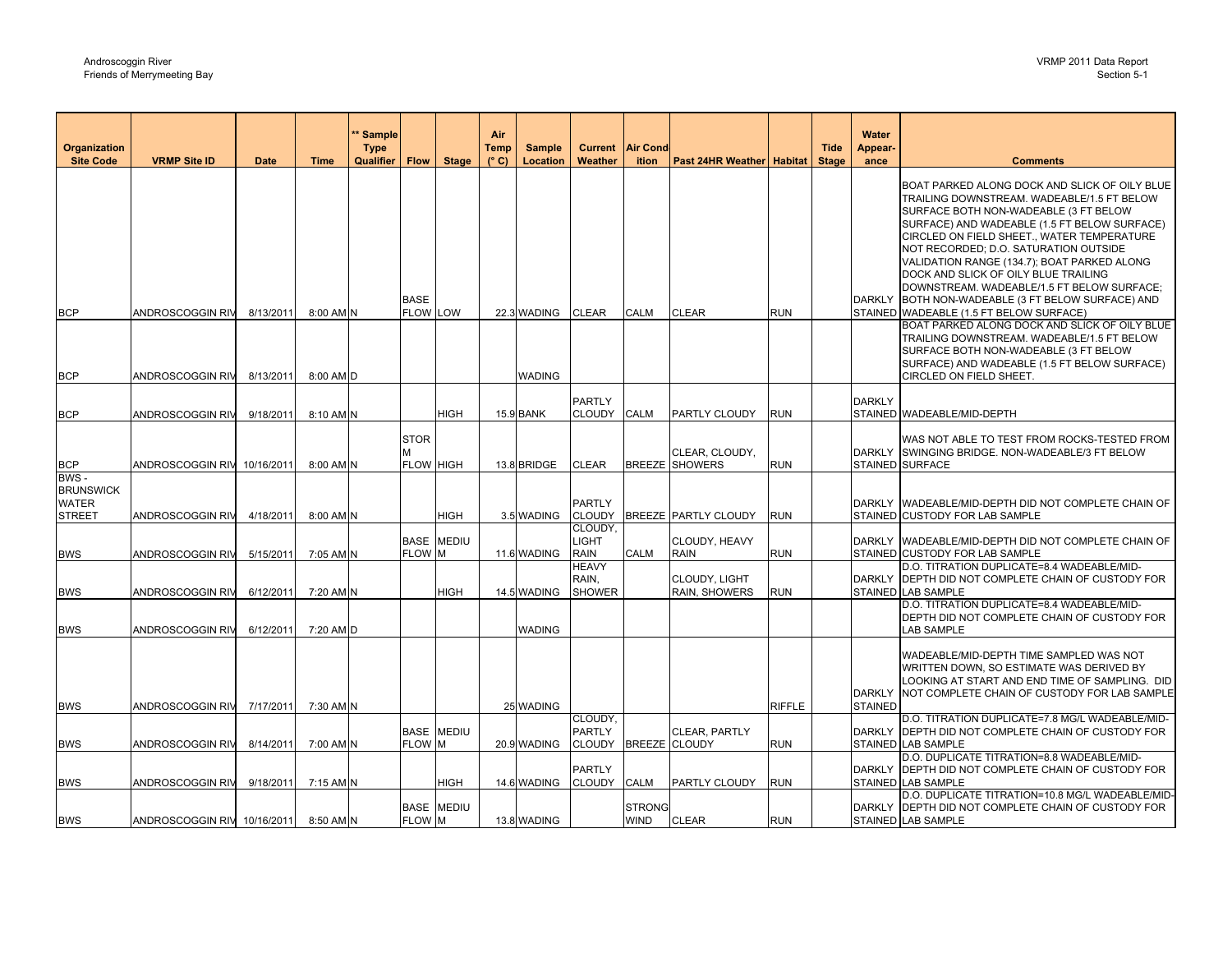| Organization Site Code | VRMP Site ID | Date | Time | ** Sample Type Qualifier | Flow | Stage | Air Temp (° C) | Sample Location | Current Weather | Air Condition | Past 24HR Weather | Habitat | Tide Stage | Water Appearance | Comments |
|---|---|---|---|---|---|---|---|---|---|---|---|---|---|---|---|
| BCP | ANDROSCOGGIN RIV | 8/13/2011 | 8:00 AM | N | BASE FLOW | LOW | 22.3 | WADING | CLEAR | CALM | CLEAR | RUN | | DARKLY STAINED | BOAT PARKED ALONG DOCK AND SLICK OF OILY BLUE TRAILING DOWNSTREAM. WADEABLE/1.5 FT BELOW SURFACE BOTH NON-WADEABLE (3 FT BELOW SURFACE) AND WADEABLE (1.5 FT BELOW SURFACE) CIRCLED ON FIELD SHEET., WATER TEMPERATURE NOT RECORDED; D.O. SATURATION OUTSIDE VALIDATION RANGE (134.7); BOAT PARKED ALONG DOCK AND SLICK OF OILY BLUE TRAILING DOWNSTREAM. WADEABLE/1.5 FT BELOW SURFACE; BOTH NON-WADEABLE (3 FT BELOW SURFACE) AND WADEABLE (1.5 FT BELOW SURFACE) |
| BCP | ANDROSCOGGIN RIV | 8/13/2011 | 8:00 AM | D | | | | WADING | | | | | | | BOAT PARKED ALONG DOCK AND SLICK OF OILY BLUE TRAILING DOWNSTREAM. WADEABLE/1.5 FT BELOW SURFACE BOTH NON-WADEABLE (3 FT BELOW SURFACE) AND WADEABLE (1.5 FT BELOW SURFACE) CIRCLED ON FIELD SHEET. |
| BCP | ANDROSCOGGIN RIV | 9/18/2011 | 8:10 AM | N | | HIGH | 15.9 | BANK | PARTLY CLOUDY | CALM | PARTLY CLOUDY | RUN | | DARKLY STAINED | WADEABLE/MID-DEPTH |
| BCP | ANDROSCOGGIN RIV | 10/16/2011 | 8:00 AM | N | STORM FLOW | HIGH | 13.8 | BRIDGE | CLEAR | BREEZE | CLEAR, CLOUDY, SHOWERS | RUN | | DARKLY STAINED | WAS NOT ABLE TO TEST FROM ROCKS-TESTED FROM SWINGING BRIDGE. NON-WADEABLE/3 FT BELOW SURFACE |
| BWS - BRUNSWICK WATER STREET | ANDROSCOGGIN RIV | 4/18/2011 | 8:00 AM | N | | HIGH | 3.5 | WADING | PARTLY CLOUDY | BREEZE | PARTLY CLOUDY | RUN | | DARKLY STAINED | WADEABLE/MID-DEPTH DID NOT COMPLETE CHAIN OF CUSTODY FOR LAB SAMPLE |
| BWS | ANDROSCOGGIN RIV | 5/15/2011 | 7:05 AM | N | BASE FLOW | MEDIUM | 11.6 | WADING | CLOUDY, LIGHT RAIN | CALM | CLOUDY, HEAVY RAIN | RUN | | DARKLY STAINED | WADEABLE/MID-DEPTH DID NOT COMPLETE CHAIN OF CUSTODY FOR LAB SAMPLE |
| BWS | ANDROSCOGGIN RIV | 6/12/2011 | 7:20 AM | N | | HIGH | 14.5 | WADING | HEAVY RAIN, SHOWER | | CLOUDY, LIGHT RAIN, SHOWERS | RUN | | DARKLY STAINED | D.O. TITRATION DUPLICATE=8.4 WADEABLE/MID-DEPTH DID NOT COMPLETE CHAIN OF CUSTODY FOR LAB SAMPLE |
| BWS | ANDROSCOGGIN RIV | 6/12/2011 | 7:20 AM | D | | | | WADING | | | | | | | D.O. TITRATION DUPLICATE=8.4 WADEABLE/MID-DEPTH DID NOT COMPLETE CHAIN OF CUSTODY FOR LAB SAMPLE |
| BWS | ANDROSCOGGIN RIV | 7/17/2011 | 7:30 AM | N | | | 25 | WADING | | | | RIFFLE | | DARKLY STAINED | WADEABLE/MID-DEPTH TIME SAMPLED WAS NOT WRITTEN DOWN, SO ESTIMATE WAS DERIVED BY LOOKING AT START AND END TIME OF SAMPLING. DID NOT COMPLETE CHAIN OF CUSTODY FOR LAB SAMPLE |
| BWS | ANDROSCOGGIN RIV | 8/14/2011 | 7:00 AM | N | BASE FLOW | MEDIUM | 20.9 | WADING | CLOUDY, PARTLY CLOUDY | BREEZE | CLEAR, PARTLY CLOUDY | RUN | | DARKLY STAINED | D.O. TITRATION DUPLICATE=7.8 MG/L WADEABLE/MID-DEPTH DID NOT COMPLETE CHAIN OF CUSTODY FOR LAB SAMPLE |
| BWS | ANDROSCOGGIN RIV | 9/18/2011 | 7:15 AM | N | | HIGH | 14.6 | WADING | PARTLY CLOUDY | CALM | PARTLY CLOUDY | RUN | | DARKLY STAINED | D.O. DUPLICATE TITRATION=8.8 WADEABLE/MID-DEPTH DID NOT COMPLETE CHAIN OF CUSTODY FOR LAB SAMPLE |
| BWS | ANDROSCOGGIN RIV | 10/16/2011 | 8:50 AM | N | BASE FLOW | MEDIUM | 13.8 | WADING | | STRONG WIND | CLEAR | RUN | | DARKLY STAINED | D.O. DUPLICATE TITRATION=10.8 MG/L WADEABLE/MID-DEPTH DID NOT COMPLETE CHAIN OF CUSTODY FOR LAB SAMPLE |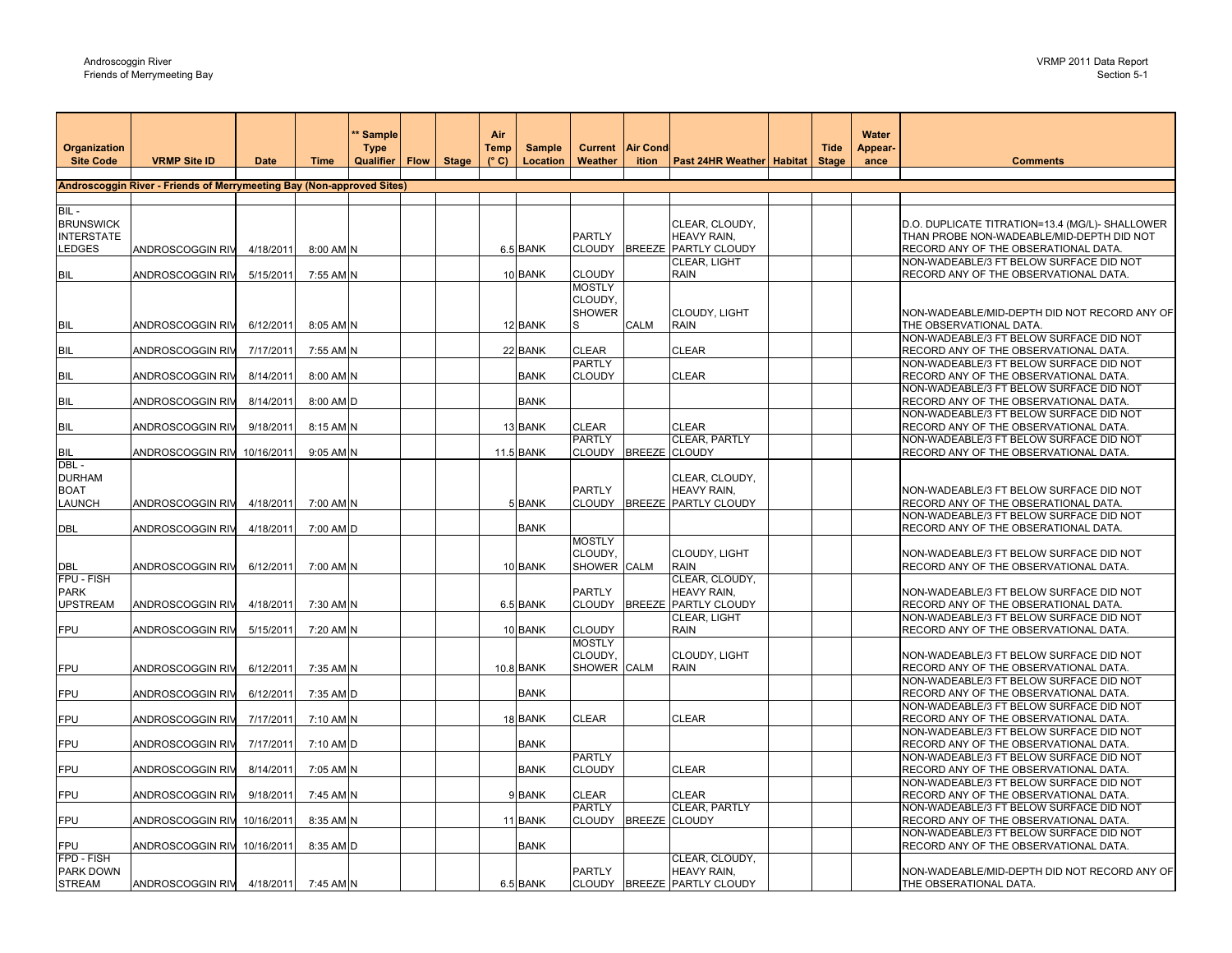| Organization Site Code | VRMP Site ID | Date | Time | ** Sample Type Qualifier | Flow | Stage | Air Temp (° C) | Sample Location | Current Weather | Air Condition | Past 24HR Weather | Habitat | Tide Stage | Water Appearance | Comments |
|---|---|---|---|---|---|---|---|---|---|---|---|---|---|---|---|
| **Androscoggin River - Friends of Merrymeeting Bay (Non-approved Sites)** | | | | | | | | | | | | | | | |
| BIL - BRUNSWICK INTERSTATE LEDGES | ANDROSCOGGIN RIV | 4/18/2011 | 8:00 AM | N | | | 6.5 | BANK | PARTLY CLOUDY | BREEZE | CLEAR, CLOUDY, HEAVY RAIN, PARTLY CLOUDY | | | | D.O. DUPLICATE TITRATION=13.4 (MG/L)- SHALLOWER THAN PROBE NON-WADEABLE/MID-DEPTH DID NOT RECORD ANY OF THE OBSERATIONAL DATA. |
| BIL | ANDROSCOGGIN RIV | 5/15/2011 | 7:55 AM | N | | | 10 | BANK | CLOUDY | | CLEAR, LIGHT RAIN | | | | NON-WADEABLE/3 FT BELOW SURFACE DID NOT RECORD ANY OF THE OBSERVATIONAL DATA. |
| BIL | ANDROSCOGGIN RIV | 6/12/2011 | 8:05 AM | N | | | 12 | BANK | MOSTLY CLOUDY, SHOWERS | CALM | CLOUDY, LIGHT RAIN | | | | NON-WADEABLE/MID-DEPTH DID NOT RECORD ANY OF THE OBSERVATIONAL DATA. |
| BIL | ANDROSCOGGIN RIV | 7/17/2011 | 7:55 AM | N | | | 22 | BANK | CLEAR | | CLEAR | | | | NON-WADEABLE/3 FT BELOW SURFACE DID NOT RECORD ANY OF THE OBSERVATIONAL DATA. |
| BIL | ANDROSCOGGIN RIV | 8/14/2011 | 8:00 AM | N | | | | BANK | PARTLY CLOUDY | | CLEAR | | | | NON-WADEABLE/3 FT BELOW SURFACE DID NOT RECORD ANY OF THE OBSERVATIONAL DATA. |
| BIL | ANDROSCOGGIN RIV | 8/14/2011 | 8:00 AM | D | | | | BANK | | | | | | | NON-WADEABLE/3 FT BELOW SURFACE DID NOT RECORD ANY OF THE OBSERVATIONAL DATA. |
| BIL | ANDROSCOGGIN RIV | 9/18/2011 | 8:15 AM | N | | | 13 | BANK | CLEAR | | CLEAR | | | | NON-WADEABLE/3 FT BELOW SURFACE DID NOT RECORD ANY OF THE OBSERVATIONAL DATA. |
| BIL | ANDROSCOGGIN RIV | 10/16/2011 | 9:05 AM | N | | | 11.5 | BANK | PARTLY CLOUDY | BREEZE | CLEAR, PARTLY CLOUDY | | | | NON-WADEABLE/3 FT BELOW SURFACE DID NOT RECORD ANY OF THE OBSERVATIONAL DATA. |
| DBL - DURHAM BOAT LAUNCH | ANDROSCOGGIN RIV | 4/18/2011 | 7:00 AM | N | | | 5 | BANK | PARTLY CLOUDY | BREEZE | CLEAR, CLOUDY, HEAVY RAIN, PARTLY CLOUDY | | | | NON-WADEABLE/3 FT BELOW SURFACE DID NOT RECORD ANY OF THE OBSERATIONAL DATA. |
| DBL | ANDROSCOGGIN RIV | 4/18/2011 | 7:00 AM | D | | | | BANK | | | | | | | NON-WADEABLE/3 FT BELOW SURFACE DID NOT RECORD ANY OF THE OBSERATIONAL DATA. |
| DBL | ANDROSCOGGIN RIV | 6/12/2011 | 7:00 AM | N | | | 10 | BANK | MOSTLY CLOUDY, SHOWER | CALM | CLOUDY, LIGHT RAIN | | | | NON-WADEABLE/3 FT BELOW SURFACE DID NOT RECORD ANY OF THE OBSERVATIONAL DATA. |
| FPU - FISH PARK UPSTREAM | ANDROSCOGGIN RIV | 4/18/2011 | 7:30 AM | N | | | 6.5 | BANK | PARTLY CLOUDY | BREEZE | CLEAR, CLOUDY, HEAVY RAIN, PARTLY CLOUDY | | | | NON-WADEABLE/3 FT BELOW SURFACE DID NOT RECORD ANY OF THE OBSERATIONAL DATA. |
| FPU | ANDROSCOGGIN RIV | 5/15/2011 | 7:20 AM | N | | | 10 | BANK | CLOUDY | | CLEAR, LIGHT RAIN | | | | NON-WADEABLE/3 FT BELOW SURFACE DID NOT RECORD ANY OF THE OBSERVATIONAL DATA. |
| FPU | ANDROSCOGGIN RIV | 6/12/2011 | 7:35 AM | N | | | 10.8 | BANK | MOSTLY CLOUDY, SHOWER | CALM | CLOUDY, LIGHT RAIN | | | | NON-WADEABLE/3 FT BELOW SURFACE DID NOT RECORD ANY OF THE OBSERVATIONAL DATA. |
| FPU | ANDROSCOGGIN RIV | 6/12/2011 | 7:35 AM | D | | | | BANK | | | | | | | NON-WADEABLE/3 FT BELOW SURFACE DID NOT RECORD ANY OF THE OBSERVATIONAL DATA. |
| FPU | ANDROSCOGGIN RIV | 7/17/2011 | 7:10 AM | N | | | 18 | BANK | CLEAR | | CLEAR | | | | NON-WADEABLE/3 FT BELOW SURFACE DID NOT RECORD ANY OF THE OBSERVATIONAL DATA. |
| FPU | ANDROSCOGGIN RIV | 7/17/2011 | 7:10 AM | D | | | | BANK | | | | | | | NON-WADEABLE/3 FT BELOW SURFACE DID NOT RECORD ANY OF THE OBSERVATIONAL DATA. |
| FPU | ANDROSCOGGIN RIV | 8/14/2011 | 7:05 AM | N | | | | BANK | PARTLY CLOUDY | | CLEAR | | | | NON-WADEABLE/3 FT BELOW SURFACE DID NOT RECORD ANY OF THE OBSERVATIONAL DATA. |
| FPU | ANDROSCOGGIN RIV | 9/18/2011 | 7:45 AM | N | | | 9 | BANK | CLEAR | | CLEAR | | | | NON-WADEABLE/3 FT BELOW SURFACE DID NOT RECORD ANY OF THE OBSERVATIONAL DATA. |
| FPU | ANDROSCOGGIN RIV | 10/16/2011 | 8:35 AM | N | | | 11 | BANK | PARTLY CLOUDY | BREEZE | CLEAR, PARTLY CLOUDY | | | | NON-WADEABLE/3 FT BELOW SURFACE DID NOT RECORD ANY OF THE OBSERVATIONAL DATA. |
| FPU | ANDROSCOGGIN RIV | 10/16/2011 | 8:35 AM | D | | | | BANK | | | | | | | NON-WADEABLE/3 FT BELOW SURFACE DID NOT RECORD ANY OF THE OBSERVATIONAL DATA. |
| FPD - FISH PARK DOWN STREAM | ANDROSCOGGIN RIV | 4/18/2011 | 7:45 AM | N | | | 6.5 | BANK | PARTLY CLOUDY | BREEZE | CLEAR, CLOUDY, HEAVY RAIN, PARTLY CLOUDY | | | | NON-WADEABLE/MID-DEPTH DID NOT RECORD ANY OF THE OBSERATIONAL DATA. |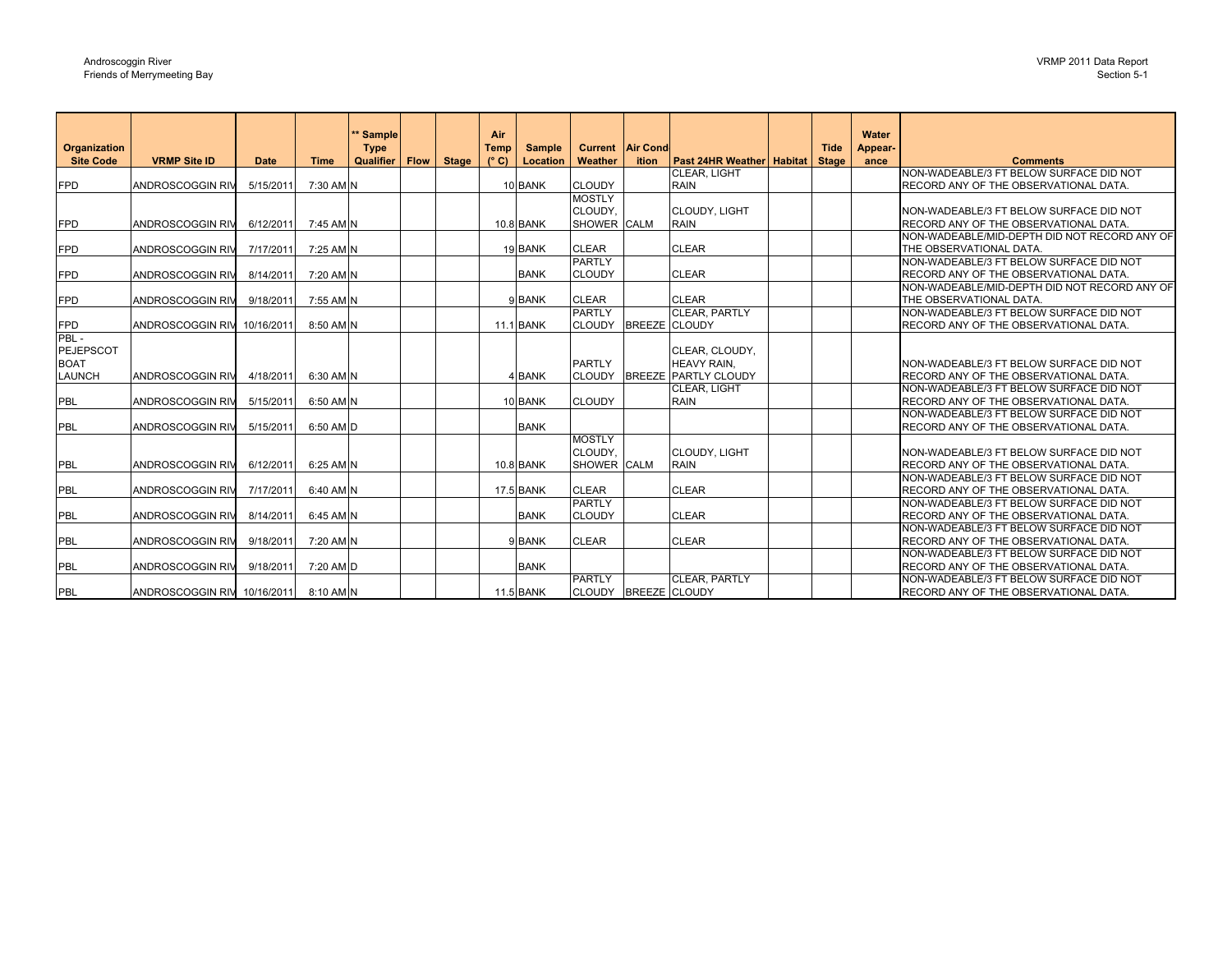| Organization Site Code | VRMP Site ID | Date | Time | ** Sample Type Qualifier | Flow | Stage | Air Temp (° C) | Sample Location | Current Weather | Air Condition | Past 24HR Weather | Habitat | Tide Stage | Water Appearance | Comments |
|---|---|---|---|---|---|---|---|---|---|---|---|---|---|---|---|
| FPD | ANDROSCOGGIN RIV | 5/15/2011 | 7:30 AM | N | | | 10 | BANK | CLOUDY | | CLEAR, LIGHT RAIN | | | | NON-WADEABLE/3 FT BELOW SURFACE DID NOT RECORD ANY OF THE OBSERVATIONAL DATA. |
| FPD | ANDROSCOGGIN RIV | 6/12/2011 | 7:45 AM | N | | | 10.8 | BANK | MOSTLY CLOUDY, SHOWER | CALM | CLOUDY, LIGHT RAIN | | | | NON-WADEABLE/3 FT BELOW SURFACE DID NOT RECORD ANY OF THE OBSERVATIONAL DATA. |
| FPD | ANDROSCOGGIN RIV | 7/17/2011 | 7:25 AM | N | | | 19 | BANK | CLEAR | | CLEAR | | | | NON-WADEABLE/MID-DEPTH DID NOT RECORD ANY OF THE OBSERVATIONAL DATA. |
| FPD | ANDROSCOGGIN RIV | 8/14/2011 | 7:20 AM | N | | | | BANK | PARTLY CLOUDY | | CLEAR | | | | NON-WADEABLE/3 FT BELOW SURFACE DID NOT RECORD ANY OF THE OBSERVATIONAL DATA. |
| FPD | ANDROSCOGGIN RIV | 9/18/2011 | 7:55 AM | N | | | 9 | BANK | CLEAR | | CLEAR | | | | NON-WADEABLE/MID-DEPTH DID NOT RECORD ANY OF THE OBSERVATIONAL DATA. |
| FPD | ANDROSCOGGIN RIV | 10/16/2011 | 8:50 AM | N | | | 11.1 | BANK | PARTLY CLOUDY | BREEZE | CLEAR, PARTLY CLOUDY | | | | NON-WADEABLE/3 FT BELOW SURFACE DID NOT RECORD ANY OF THE OBSERVATIONAL DATA. |
| PBL - PEJEPSCOT BOAT LAUNCH | ANDROSCOGGIN RIV | 4/18/2011 | 6:30 AM | N | | | 4 | BANK | PARTLY CLOUDY | BREEZE | CLEAR, CLOUDY, HEAVY RAIN, PARTLY CLOUDY | | | | NON-WADEABLE/3 FT BELOW SURFACE DID NOT RECORD ANY OF THE OBSERVATIONAL DATA. |
| PBL | ANDROSCOGGIN RIV | 5/15/2011 | 6:50 AM | N | | | 10 | BANK | CLOUDY | | CLEAR, LIGHT RAIN | | | | NON-WADEABLE/3 FT BELOW SURFACE DID NOT RECORD ANY OF THE OBSERVATIONAL DATA. |
| PBL | ANDROSCOGGIN RIV | 5/15/2011 | 6:50 AM | D | | | | BANK | | | | | | | NON-WADEABLE/3 FT BELOW SURFACE DID NOT RECORD ANY OF THE OBSERVATIONAL DATA. |
| PBL | ANDROSCOGGIN RIV | 6/12/2011 | 6:25 AM | N | | | 10.8 | BANK | MOSTLY CLOUDY, SHOWER | CALM | CLOUDY, LIGHT RAIN | | | | NON-WADEABLE/3 FT BELOW SURFACE DID NOT RECORD ANY OF THE OBSERVATIONAL DATA. |
| PBL | ANDROSCOGGIN RIV | 7/17/2011 | 6:40 AM | N | | | 17.5 | BANK | CLEAR | | CLEAR | | | | NON-WADEABLE/3 FT BELOW SURFACE DID NOT RECORD ANY OF THE OBSERVATIONAL DATA. |
| PBL | ANDROSCOGGIN RIV | 8/14/2011 | 6:45 AM | N | | | | BANK | PARTLY CLOUDY | | CLEAR | | | | NON-WADEABLE/3 FT BELOW SURFACE DID NOT RECORD ANY OF THE OBSERVATIONAL DATA. |
| PBL | ANDROSCOGGIN RIV | 9/18/2011 | 7:20 AM | N | | | 9 | BANK | CLEAR | | CLEAR | | | | NON-WADEABLE/3 FT BELOW SURFACE DID NOT RECORD ANY OF THE OBSERVATIONAL DATA. |
| PBL | ANDROSCOGGIN RIV | 9/18/2011 | 7:20 AM | D | | | | BANK | | | | | | | NON-WADEABLE/3 FT BELOW SURFACE DID NOT RECORD ANY OF THE OBSERVATIONAL DATA. |
| PBL | ANDROSCOGGIN RIV | 10/16/2011 | 8:10 AM | N | | | 11.5 | BANK | PARTLY CLOUDY | BREEZE | CLEAR, PARTLY CLOUDY | | | | NON-WADEABLE/3 FT BELOW SURFACE DID NOT RECORD ANY OF THE OBSERVATIONAL DATA. |